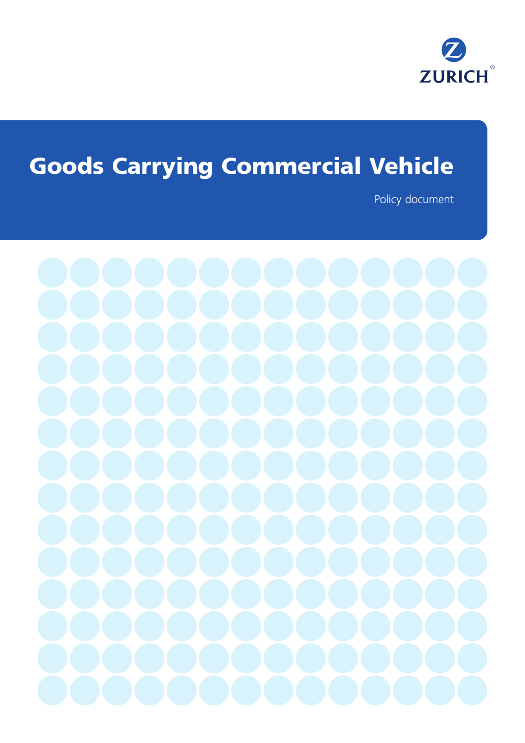ZURICH®

# Goods Carrying Commercial Vehicle

Policy document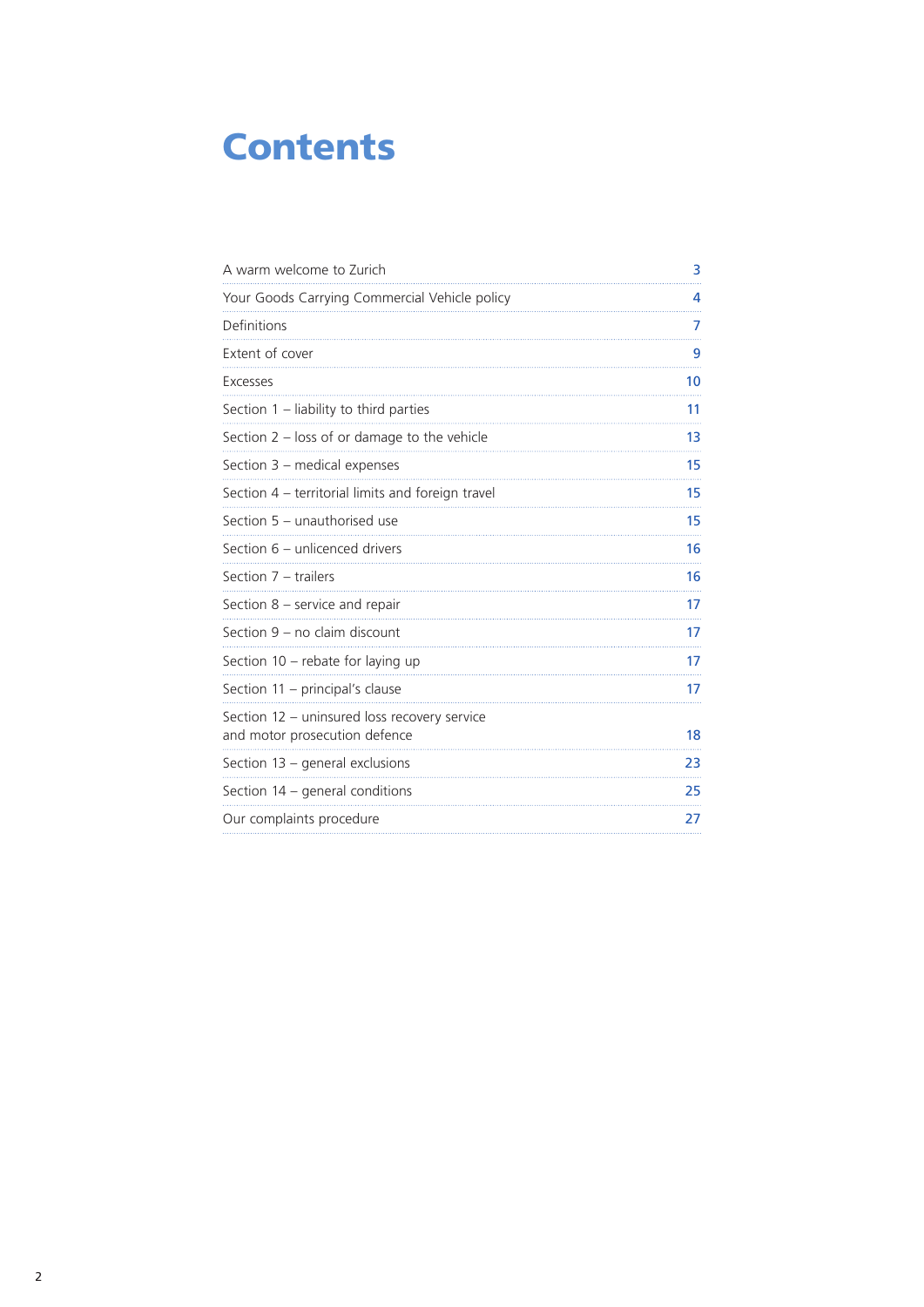# Contents

| | |
|---|---|
| A warm welcome to Zurich | 3 |
| Your Goods Carrying Commercial Vehicle policy | 4 |
| Definitions | 7 |
| Extent of cover | 9 |
| Excesses | 10 |
| Section 1 – liability to third parties | 11 |
| Section 2 – loss of or damage to the vehicle | 13 |
| Section 3 – medical expenses | 15 |
| Section 4 – territorial limits and foreign travel | 15 |
| Section 5 – unauthorised use | 15 |
| Section 6 – unlicenced drivers | 16 |
| Section 7 – trailers | 16 |
| Section 8 – service and repair | 17 |
| Section 9 – no claim discount | 17 |
| Section 10 – rebate for laying up | 17 |
| Section 11 – principal's clause | 17 |
| Section 12 – uninsured loss recovery service and motor prosecution defence | 18 |
| Section 13 – general exclusions | 23 |
| Section 14 – general conditions | 25 |
| Our complaints procedure | 27 |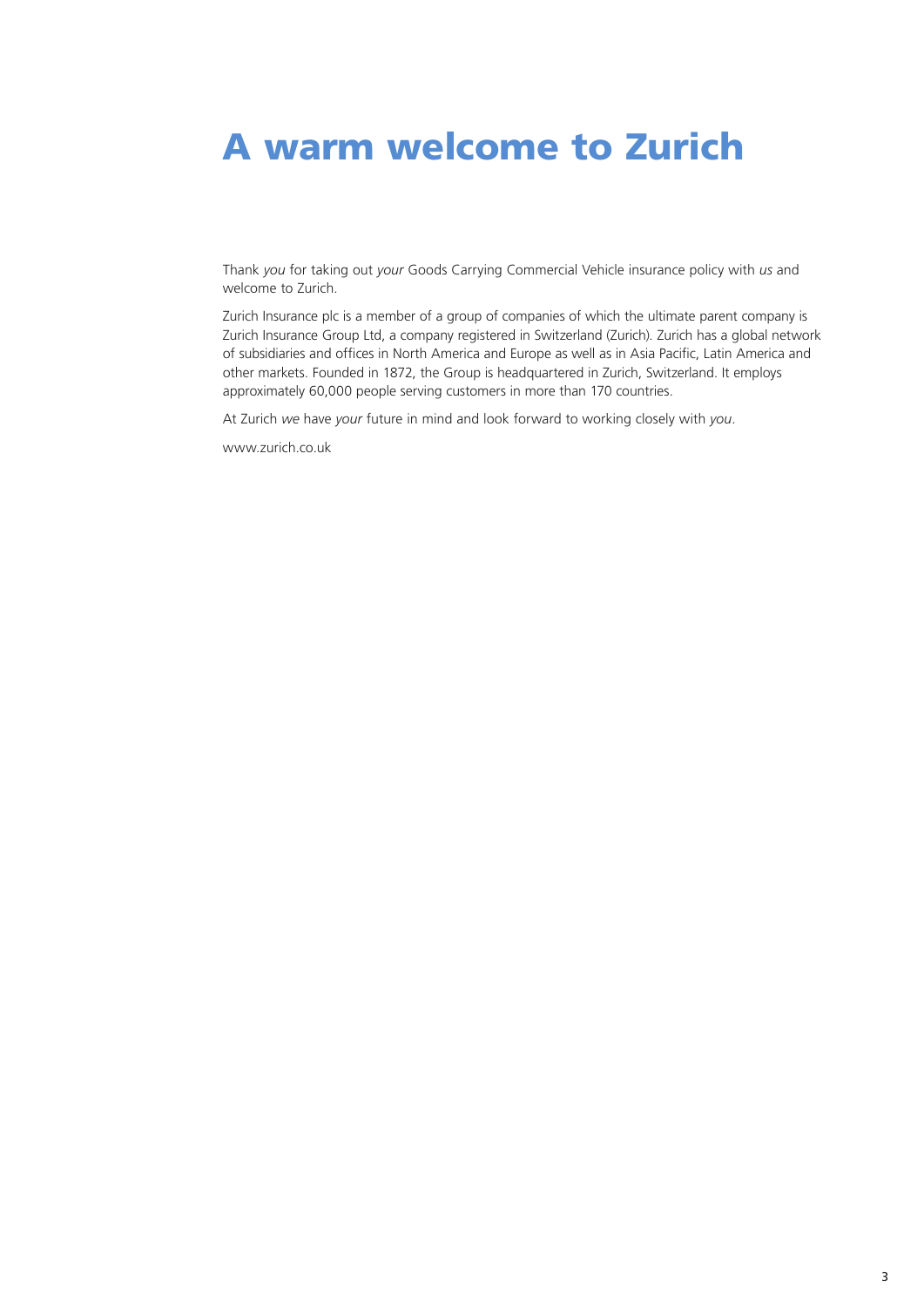# A warm welcome to Zurich

Thank *you* for taking out *your* Goods Carrying Commercial Vehicle insurance policy with *us* and welcome to Zurich.

Zurich Insurance plc is a member of a group of companies of which the ultimate parent company is Zurich Insurance Group Ltd, a company registered in Switzerland (Zurich). Zurich has a global network of subsidiaries and offices in North America and Europe as well as in Asia Pacific, Latin America and other markets. Founded in 1872, the Group is headquartered in Zurich, Switzerland. It employs approximately 60,000 people serving customers in more than 170 countries.

At Zurich *we* have *your* future in mind and look forward to working closely with *you*.

www.zurich.co.uk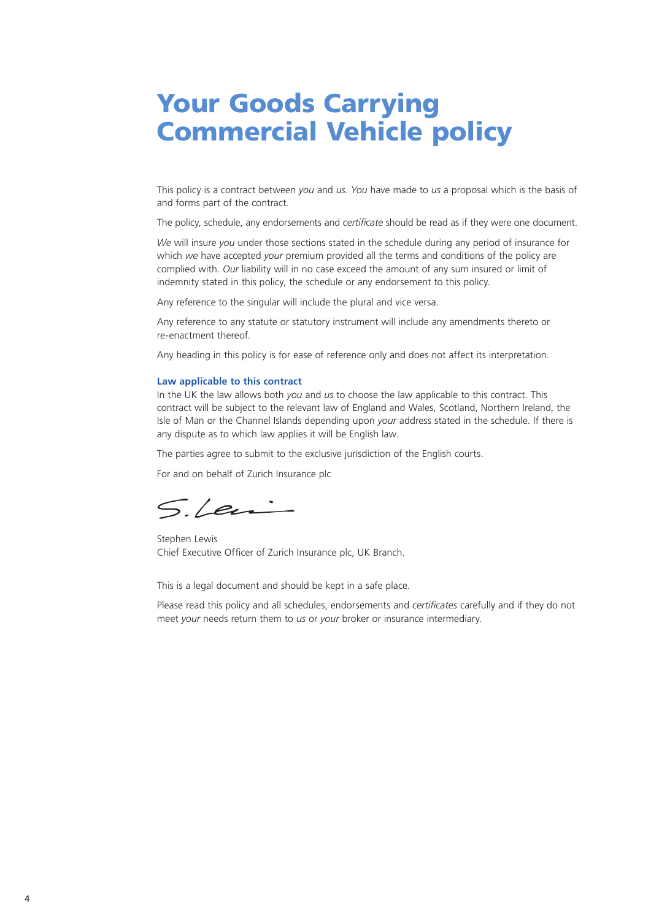# Your Goods Carrying Commercial Vehicle policy

This policy is a contract between *you* and *us*. *You* have made to *us* a proposal which is the basis of and forms part of the contract.

The policy, schedule, any endorsements and *certificate* should be read as if they were one document.

*We* will insure *you* under those sections stated in the schedule during any period of insurance for which *we* have accepted *your* premium provided all the terms and conditions of the policy are complied with. *Our* liability will in no case exceed the amount of any sum insured or limit of indemnity stated in this policy, the schedule or any endorsement to this policy.

Any reference to the singular will include the plural and vice versa.

Any reference to any statute or statutory instrument will include any amendments thereto or re-enactment thereof.

Any heading in this policy is for ease of reference only and does not affect its interpretation.

### Law applicable to this contract

In the UK the law allows both *you* and *us* to choose the law applicable to this contract. This contract will be subject to the relevant law of England and Wales, Scotland, Northern Ireland, the Isle of Man or the Channel Islands depending upon *your* address stated in the schedule. If there is any dispute as to which law applies it will be English law.

The parties agree to submit to the exclusive jurisdiction of the English courts.

For and on behalf of Zurich Insurance plc

Stephen Lewis
Chief Executive Officer of Zurich Insurance plc, UK Branch.

This is a legal document and should be kept in a safe place.

Please read this policy and all schedules, endorsements and *certificates* carefully and if they do not meet *your* needs return them to *us* or *your* broker or insurance intermediary.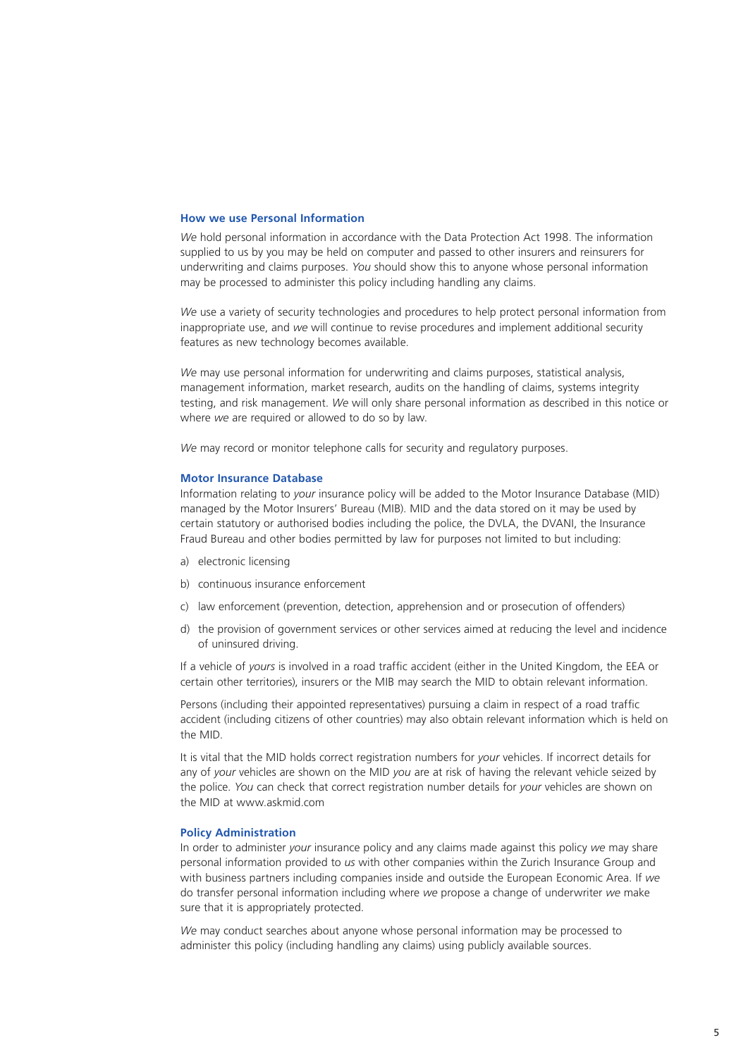## How we use Personal Information

*We* hold personal information in accordance with the Data Protection Act 1998. The information supplied to us by you may be held on computer and passed to other insurers and reinsurers for underwriting and claims purposes. *You* should show this to anyone whose personal information may be processed to administer this policy including handling any claims.

*We* use a variety of security technologies and procedures to help protect personal information from inappropriate use, and *we* will continue to revise procedures and implement additional security features as new technology becomes available.

*We* may use personal information for underwriting and claims purposes, statistical analysis, management information, market research, audits on the handling of claims, systems integrity testing, and risk management. *We* will only share personal information as described in this notice or where *we* are required or allowed to do so by law.

*We* may record or monitor telephone calls for security and regulatory purposes.

## Motor Insurance Database

Information relating to *your* insurance policy will be added to the Motor Insurance Database (MID) managed by the Motor Insurers' Bureau (MIB). MID and the data stored on it may be used by certain statutory or authorised bodies including the police, the DVLA, the DVANI, the Insurance Fraud Bureau and other bodies permitted by law for purposes not limited to but including:

a) electronic licensing

b) continuous insurance enforcement

c) law enforcement (prevention, detection, apprehension and or prosecution of offenders)

d) the provision of government services or other services aimed at reducing the level and incidence of uninsured driving.

If a vehicle of *yours* is involved in a road traffic accident (either in the United Kingdom, the EEA or certain other territories), insurers or the MIB may search the MID to obtain relevant information.

Persons (including their appointed representatives) pursuing a claim in respect of a road traffic accident (including citizens of other countries) may also obtain relevant information which is held on the MID.

It is vital that the MID holds correct registration numbers for *your* vehicles. If incorrect details for any of *your* vehicles are shown on the MID *you* are at risk of having the relevant vehicle seized by the police. *You* can check that correct registration number details for *your* vehicles are shown on the MID at www.askmid.com

## Policy Administration

In order to administer *your* insurance policy and any claims made against this policy *we* may share personal information provided to *us* with other companies within the Zurich Insurance Group and with business partners including companies inside and outside the European Economic Area. If *we* do transfer personal information including where *we* propose a change of underwriter *we* make sure that it is appropriately protected.

*We* may conduct searches about anyone whose personal information may be processed to administer this policy (including handling any claims) using publicly available sources.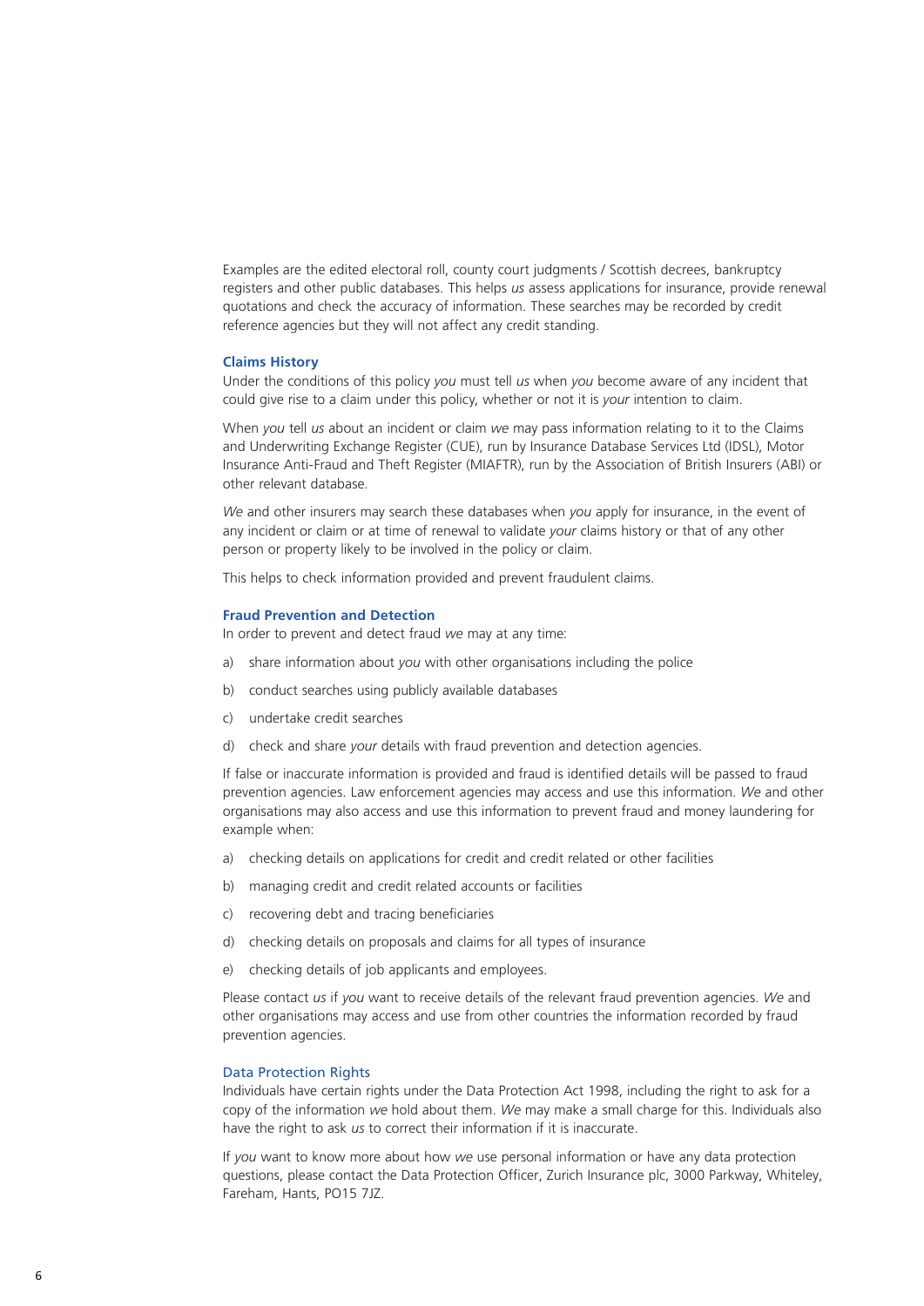Examples are the edited electoral roll, county court judgments / Scottish decrees, bankruptcy registers and other public databases. This helps *us* assess applications for insurance, provide renewal quotations and check the accuracy of information. These searches may be recorded by credit reference agencies but they will not affect any credit standing.

### Claims History

Under the conditions of this policy *you* must tell *us* when *you* become aware of any incident that could give rise to a claim under this policy, whether or not it is *your* intention to claim.

When *you* tell *us* about an incident or claim *we* may pass information relating to it to the Claims and Underwriting Exchange Register (CUE), run by Insurance Database Services Ltd (IDSL), Motor Insurance Anti-Fraud and Theft Register (MIAFTR), run by the Association of British Insurers (ABI) or other relevant database.

*We* and other insurers may search these databases when *you* apply for insurance, in the event of any incident or claim or at time of renewal to validate *your* claims history or that of any other person or property likely to be involved in the policy or claim.

This helps to check information provided and prevent fraudulent claims.

### Fraud Prevention and Detection

In order to prevent and detect fraud *we* may at any time:

a) share information about *you* with other organisations including the police

b) conduct searches using publicly available databases

c) undertake credit searches

d) check and share *your* details with fraud prevention and detection agencies.

If false or inaccurate information is provided and fraud is identified details will be passed to fraud prevention agencies. Law enforcement agencies may access and use this information. *We* and other organisations may also access and use this information to prevent fraud and money laundering for example when:

a) checking details on applications for credit and credit related or other facilities

b) managing credit and credit related accounts or facilities

c) recovering debt and tracing beneficiaries

d) checking details on proposals and claims for all types of insurance

e) checking details of job applicants and employees.

Please contact *us* if *you* want to receive details of the relevant fraud prevention agencies. *We* and other organisations may access and use from other countries the information recorded by fraud prevention agencies.

### Data Protection Rights

Individuals have certain rights under the Data Protection Act 1998, including the right to ask for a copy of the information *we* hold about them. *We* may make a small charge for this. Individuals also have the right to ask *us* to correct their information if it is inaccurate.

If *you* want to know more about how *we* use personal information or have any data protection questions, please contact the Data Protection Officer, Zurich Insurance plc, 3000 Parkway, Whiteley, Fareham, Hants, PO15 7JZ.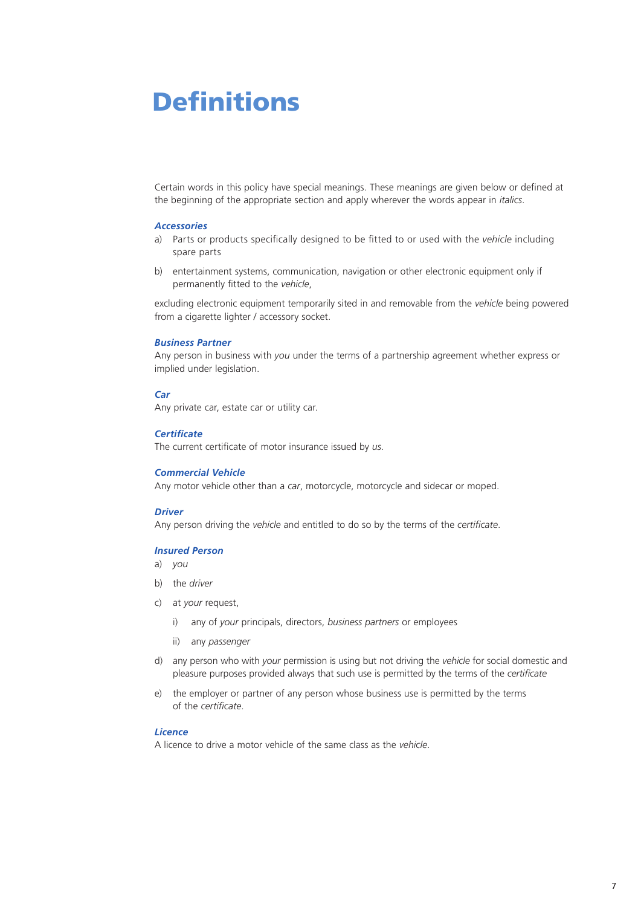# Definitions

Certain words in this policy have special meanings. These meanings are given below or defined at the beginning of the appropriate section and apply wherever the words appear in *italics*.

### *Accessories*

a) Parts or products specifically designed to be fitted to or used with the *vehicle* including spare parts

b) entertainment systems, communication, navigation or other electronic equipment only if permanently fitted to the *vehicle*,

excluding electronic equipment temporarily sited in and removable from the *vehicle* being powered from a cigarette lighter / accessory socket.

### *Business Partner*

Any person in business with *you* under the terms of a partnership agreement whether express or implied under legislation.

### *Car*

Any private car, estate car or utility car.

### *Certificate*

The current certificate of motor insurance issued by *us*.

### *Commercial Vehicle*

Any motor vehicle other than a *car*, motorcycle, motorcycle and sidecar or moped.

### *Driver*

Any person driving the *vehicle* and entitled to do so by the terms of the *certificate*.

### *Insured Person*

a) *you*

b) the *driver*

c) at *your* request,

   i) any of *your* principals, directors, *business partners* or employees

   ii) any *passenger*

d) any person who with *your* permission is using but not driving the *vehicle* for social domestic and pleasure purposes provided always that such use is permitted by the terms of the *certificate*

e) the employer or partner of any person whose business use is permitted by the terms of the *certificate*.

### *Licence*

A licence to drive a motor vehicle of the same class as the *vehicle*.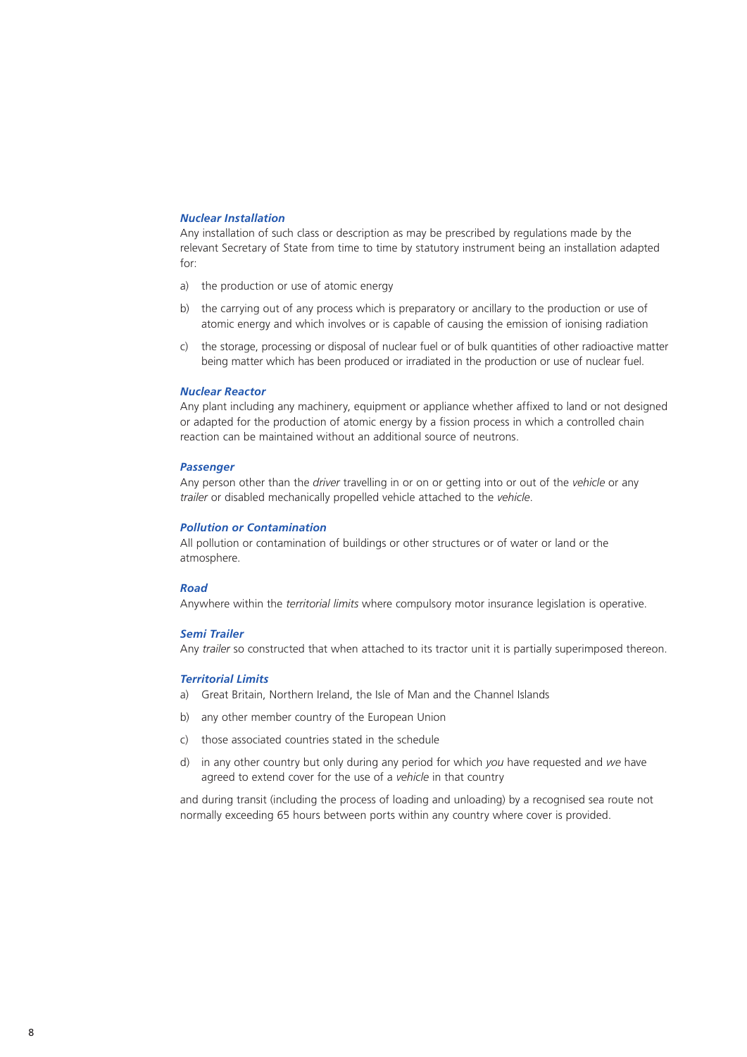### *Nuclear Installation*

Any installation of such class or description as may be prescribed by regulations made by the relevant Secretary of State from time to time by statutory instrument being an installation adapted for:

a) the production or use of atomic energy

b) the carrying out of any process which is preparatory or ancillary to the production or use of atomic energy and which involves or is capable of causing the emission of ionising radiation

c) the storage, processing or disposal of nuclear fuel or of bulk quantities of other radioactive matter being matter which has been produced or irradiated in the production or use of nuclear fuel.

### *Nuclear Reactor*

Any plant including any machinery, equipment or appliance whether affixed to land or not designed or adapted for the production of atomic energy by a fission process in which a controlled chain reaction can be maintained without an additional source of neutrons.

### *Passenger*

Any person other than the *driver* travelling in or on or getting into or out of the *vehicle* or any *trailer* or disabled mechanically propelled vehicle attached to the *vehicle*.

### *Pollution or Contamination*

All pollution or contamination of buildings or other structures or of water or land or the atmosphere.

### *Road*

Anywhere within the *territorial limits* where compulsory motor insurance legislation is operative.

### *Semi Trailer*

Any *trailer* so constructed that when attached to its tractor unit it is partially superimposed thereon.

### *Territorial Limits*

a) Great Britain, Northern Ireland, the Isle of Man and the Channel Islands

b) any other member country of the European Union

c) those associated countries stated in the schedule

d) in any other country but only during any period for which *you* have requested and *we* have agreed to extend cover for the use of a *vehicle* in that country

and during transit (including the process of loading and unloading) by a recognised sea route not normally exceeding 65 hours between ports within any country where cover is provided.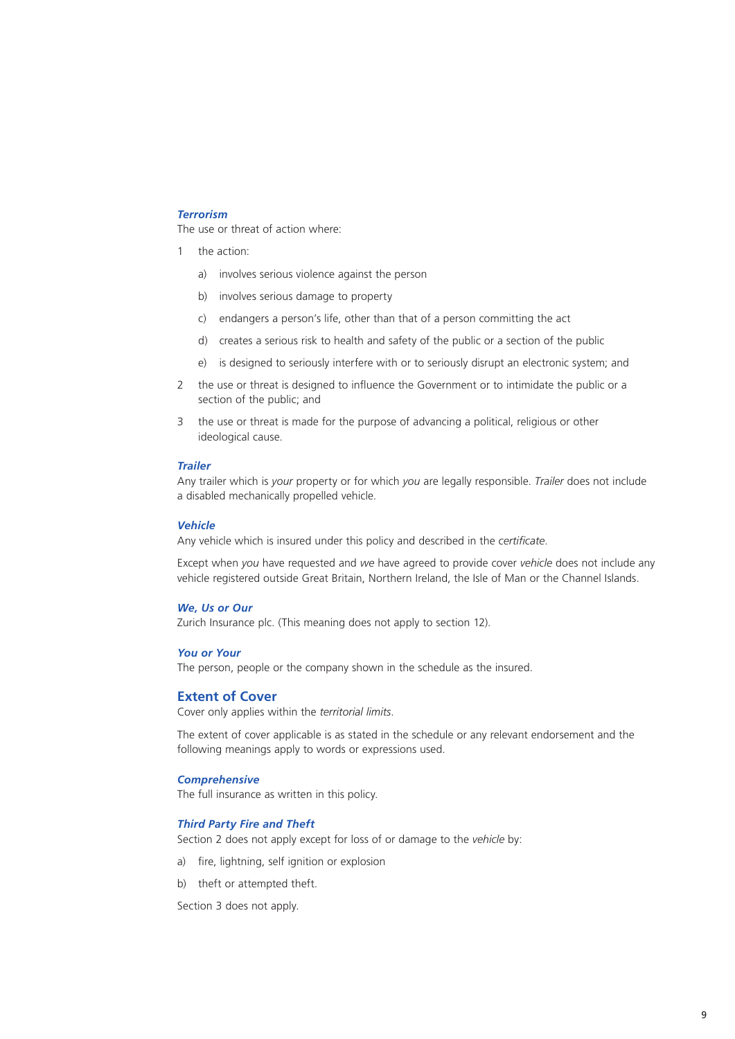### *Terrorism*

The use or threat of action where:

1. the action:
    a) involves serious violence against the person
    b) involves serious damage to property
    c) endangers a person's life, other than that of a person committing the act
    d) creates a serious risk to health and safety of the public or a section of the public
    e) is designed to seriously interfere with or to seriously disrupt an electronic system; and
2. the use or threat is designed to influence the Government or to intimidate the public or a section of the public; and
3. the use or threat is made for the purpose of advancing a political, religious or other ideological cause.

### *Trailer*

Any trailer which is *your* property or for which *you* are legally responsible. *Trailer* does not include a disabled mechanically propelled vehicle.

### *Vehicle*

Any vehicle which is insured under this policy and described in the *certificate*.

Except when *you* have requested and *we* have agreed to provide cover *vehicle* does not include any vehicle registered outside Great Britain, Northern Ireland, the Isle of Man or the Channel Islands.

### *We, Us or Our*

Zurich Insurance plc. (This meaning does not apply to section 12).

### *You or Your*

The person, people or the company shown in the schedule as the insured.

## Extent of Cover

Cover only applies within the *territorial limits*.

The extent of cover applicable is as stated in the schedule or any relevant endorsement and the following meanings apply to words or expressions used.

### *Comprehensive*

The full insurance as written in this policy.

### *Third Party Fire and Theft*

Section 2 does not apply except for loss of or damage to the *vehicle* by:

a) fire, lightning, self ignition or explosion

b) theft or attempted theft.

Section 3 does not apply.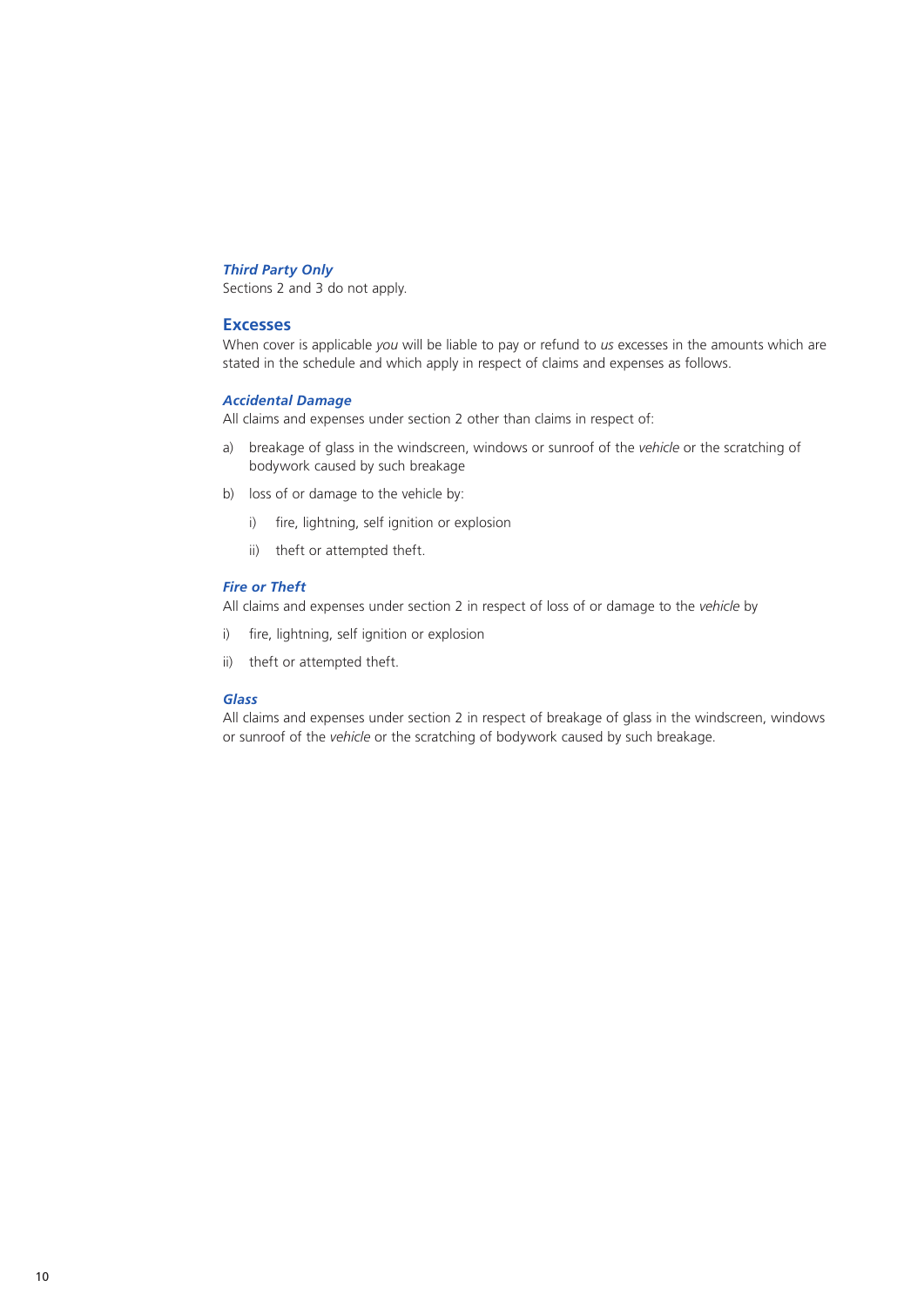### *Third Party Only*

Sections 2 and 3 do not apply.

## Excesses

When cover is applicable *you* will be liable to pay or refund to *us* excesses in the amounts which are stated in the schedule and which apply in respect of claims and expenses as follows.

### *Accidental Damage*

All claims and expenses under section 2 other than claims in respect of:

a) breakage of glass in the windscreen, windows or sunroof of the *vehicle* or the scratching of bodywork caused by such breakage

b) loss of or damage to the vehicle by:

   i) fire, lightning, self ignition or explosion

   ii) theft or attempted theft.

### *Fire or Theft*

All claims and expenses under section 2 in respect of loss of or damage to the *vehicle* by

i) fire, lightning, self ignition or explosion

ii) theft or attempted theft.

### *Glass*

All claims and expenses under section 2 in respect of breakage of glass in the windscreen, windows or sunroof of the *vehicle* or the scratching of bodywork caused by such breakage.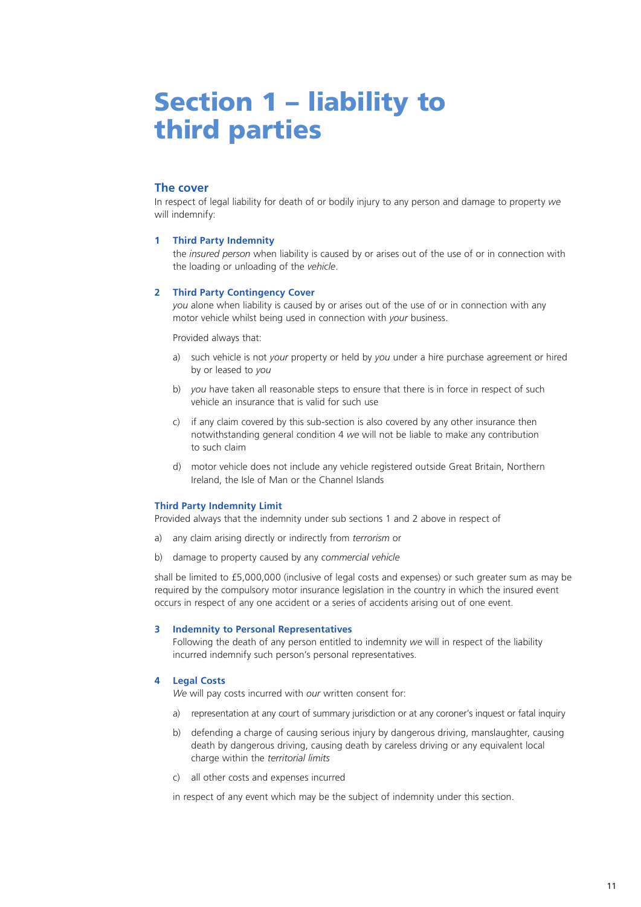# Section 1 – liability to third parties

## The cover

In respect of legal liability for death of or bodily injury to any person and damage to property *we* will indemnify:

### 1 Third Party Indemnity

the *insured person* when liability is caused by or arises out of the use of or in connection with the loading or unloading of the *vehicle*.

### 2 Third Party Contingency Cover

*you* alone when liability is caused by or arises out of the use of or in connection with any motor vehicle whilst being used in connection with *your* business.

Provided always that:

a) such vehicle is not *your* property or held by *you* under a hire purchase agreement or hired by or leased to *you*

b) *you* have taken all reasonable steps to ensure that there is in force in respect of such vehicle an insurance that is valid for such use

c) if any claim covered by this sub-section is also covered by any other insurance then notwithstanding general condition 4 *we* will not be liable to make any contribution to such claim

d) motor vehicle does not include any vehicle registered outside Great Britain, Northern Ireland, the Isle of Man or the Channel Islands

### Third Party Indemnity Limit

Provided always that the indemnity under sub sections 1 and 2 above in respect of

a) any claim arising directly or indirectly from *terrorism* or

b) damage to property caused by any *commercial vehicle*

shall be limited to £5,000,000 (inclusive of legal costs and expenses) or such greater sum as may be required by the compulsory motor insurance legislation in the country in which the insured event occurs in respect of any one accident or a series of accidents arising out of one event.

### 3 Indemnity to Personal Representatives

Following the death of any person entitled to indemnity *we* will in respect of the liability incurred indemnify such person's personal representatives.

### 4 Legal Costs

*We* will pay costs incurred with *our* written consent for:

a) representation at any court of summary jurisdiction or at any coroner's inquest or fatal inquiry

b) defending a charge of causing serious injury by dangerous driving, manslaughter, causing death by dangerous driving, causing death by careless driving or any equivalent local charge within the *territorial limits*

c) all other costs and expenses incurred

in respect of any event which may be the subject of indemnity under this section.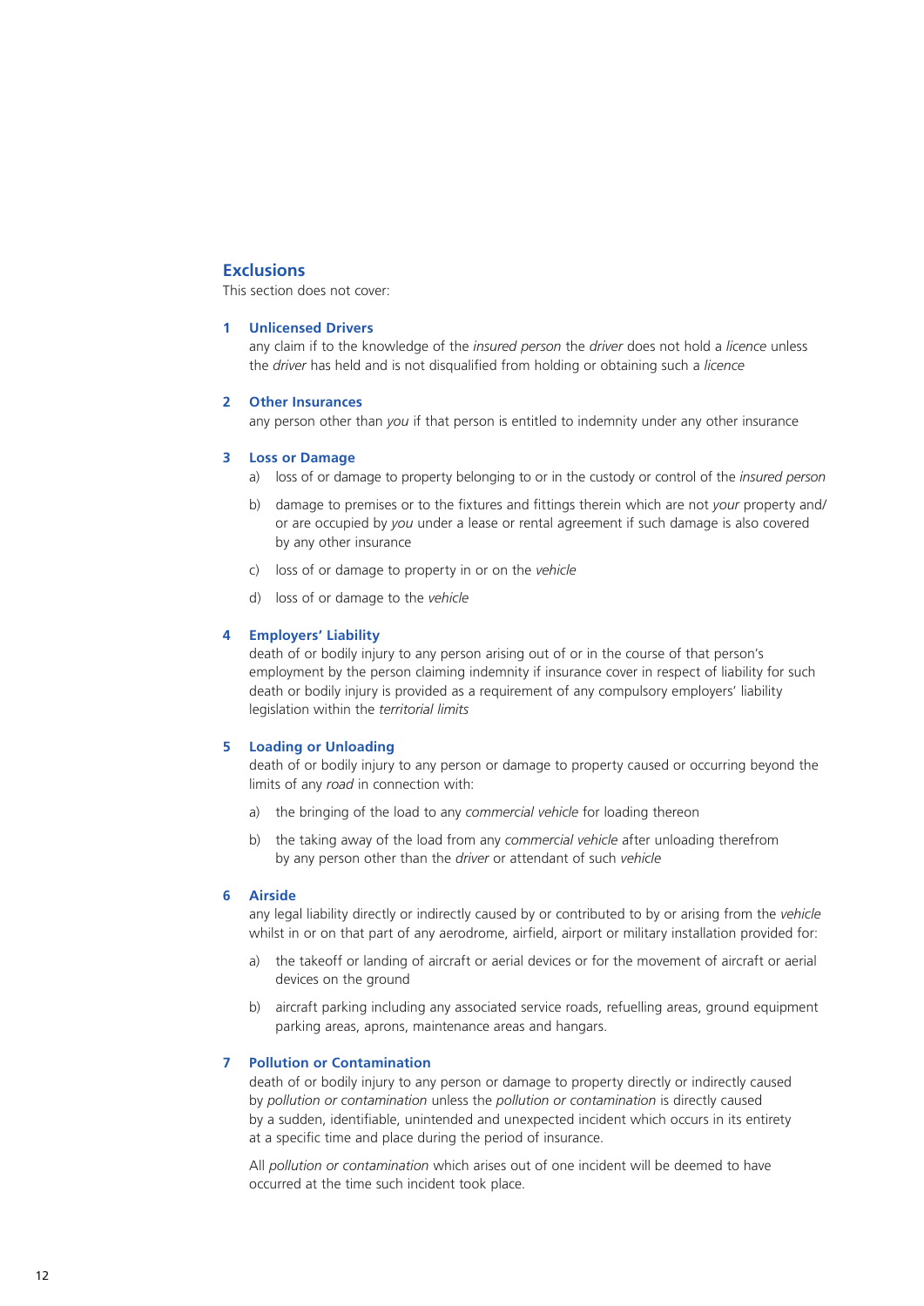## Exclusions

This section does not cover:

### 1 Unlicensed Drivers

any claim if to the knowledge of the *insured person* the *driver* does not hold a *licence* unless the *driver* has held and is not disqualified from holding or obtaining such a *licence*

### 2 Other Insurances

any person other than *you* if that person is entitled to indemnity under any other insurance

### 3 Loss or Damage

a) loss of or damage to property belonging to or in the custody or control of the *insured person*

b) damage to premises or to the fixtures and fittings therein which are not *your* property and/or are occupied by *you* under a lease or rental agreement if such damage is also covered by any other insurance

c) loss of or damage to property in or on the *vehicle*

d) loss of or damage to the *vehicle*

### 4 Employers' Liability

death of or bodily injury to any person arising out of or in the course of that person's employment by the person claiming indemnity if insurance cover in respect of liability for such death or bodily injury is provided as a requirement of any compulsory employers' liability legislation within the *territorial limits*

### 5 Loading or Unloading

death of or bodily injury to any person or damage to property caused or occurring beyond the limits of any *road* in connection with:

a) the bringing of the load to any *commercial vehicle* for loading thereon

b) the taking away of the load from any *commercial vehicle* after unloading therefrom by any person other than the *driver* or attendant of such *vehicle*

### 6 Airside

any legal liability directly or indirectly caused by or contributed to by or arising from the *vehicle* whilst in or on that part of any aerodrome, airfield, airport or military installation provided for:

a) the takeoff or landing of aircraft or aerial devices or for the movement of aircraft or aerial devices on the ground

b) aircraft parking including any associated service roads, refuelling areas, ground equipment parking areas, aprons, maintenance areas and hangars.

### 7 Pollution or Contamination

death of or bodily injury to any person or damage to property directly or indirectly caused by *pollution or contamination* unless the *pollution or contamination* is directly caused by a sudden, identifiable, unintended and unexpected incident which occurs in its entirety at a specific time and place during the period of insurance.

All *pollution or contamination* which arises out of one incident will be deemed to have occurred at the time such incident took place.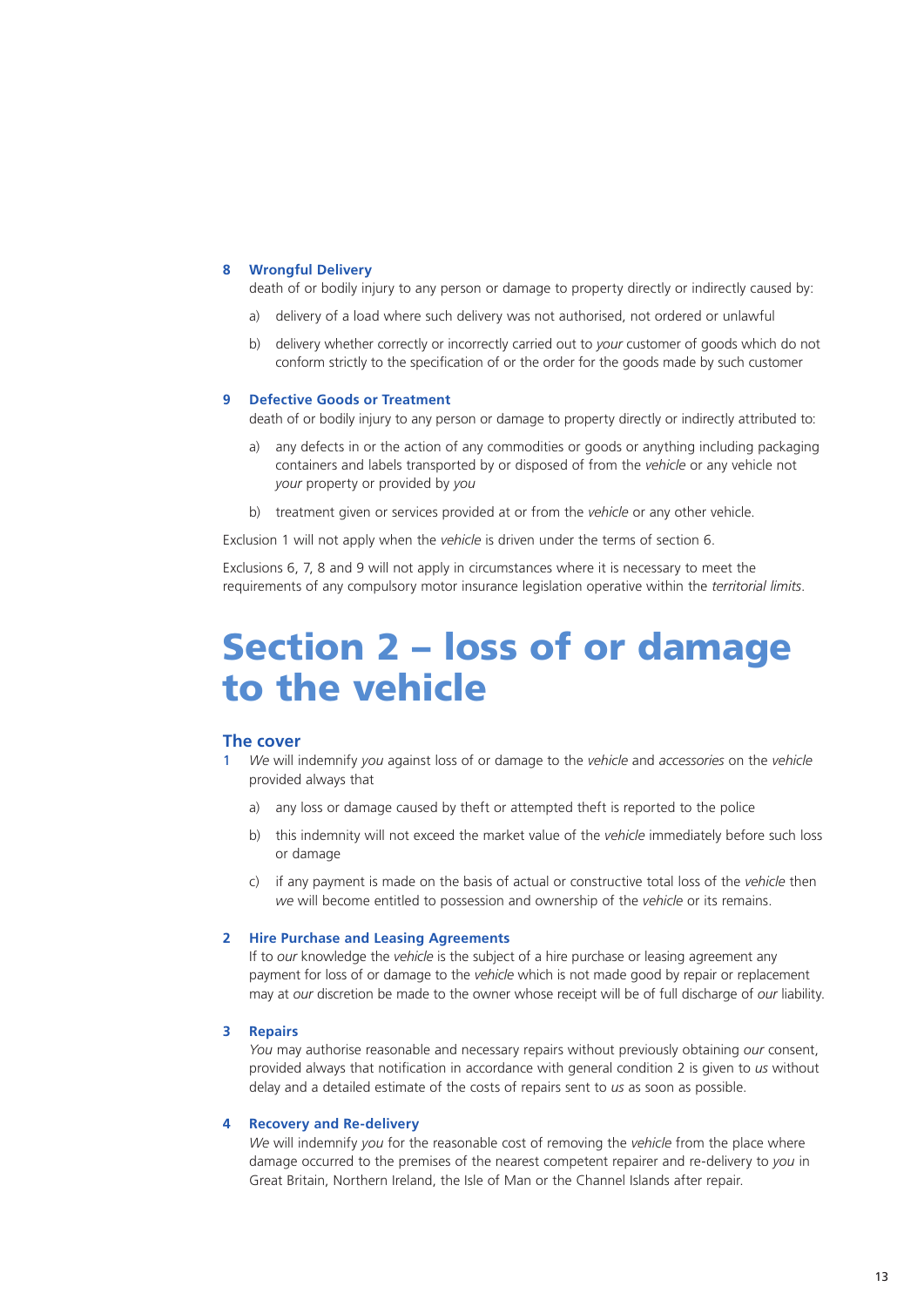**8 Wrongful Delivery**

death of or bodily injury to any person or damage to property directly or indirectly caused by:

a) delivery of a load where such delivery was not authorised, not ordered or unlawful

b) delivery whether correctly or incorrectly carried out to *your* customer of goods which do not conform strictly to the specification of or the order for the goods made by such customer

**9 Defective Goods or Treatment**

death of or bodily injury to any person or damage to property directly or indirectly attributed to:

a) any defects in or the action of any commodities or goods or anything including packaging containers and labels transported by or disposed of from the *vehicle* or any vehicle not *your* property or provided by *you*

b) treatment given or services provided at or from the *vehicle* or any other vehicle.

Exclusion 1 will not apply when the *vehicle* is driven under the terms of section 6.

Exclusions 6, 7, 8 and 9 will not apply in circumstances where it is necessary to meet the requirements of any compulsory motor insurance legislation operative within the *territorial limits*.

# Section 2 – loss of or damage to the vehicle

## The cover

1 *We* will indemnify *you* against loss of or damage to the *vehicle* and *accessories* on the *vehicle* provided always that

a) any loss or damage caused by theft or attempted theft is reported to the police

b) this indemnity will not exceed the market value of the *vehicle* immediately before such loss or damage

c) if any payment is made on the basis of actual or constructive total loss of the *vehicle* then *we* will become entitled to possession and ownership of the *vehicle* or its remains.

**2 Hire Purchase and Leasing Agreements**

If to *our* knowledge the *vehicle* is the subject of a hire purchase or leasing agreement any payment for loss of or damage to the *vehicle* which is not made good by repair or replacement may at *our* discretion be made to the owner whose receipt will be of full discharge of *our* liability.

**3 Repairs**

*You* may authorise reasonable and necessary repairs without previously obtaining *our* consent, provided always that notification in accordance with general condition 2 is given to *us* without delay and a detailed estimate of the costs of repairs sent to *us* as soon as possible.

**4 Recovery and Re-delivery**

*We* will indemnify *you* for the reasonable cost of removing the *vehicle* from the place where damage occurred to the premises of the nearest competent repairer and re-delivery to *you* in Great Britain, Northern Ireland, the Isle of Man or the Channel Islands after repair.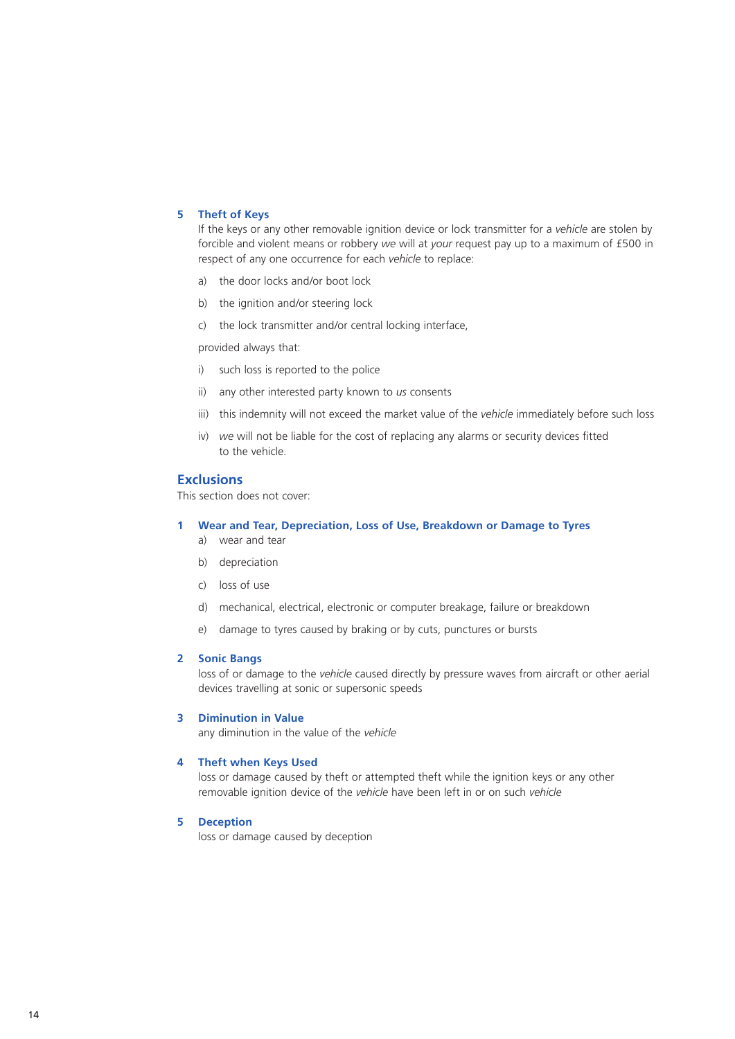### 5 Theft of Keys

If the keys or any other removable ignition device or lock transmitter for a *vehicle* are stolen by forcible and violent means or robbery *we* will at *your* request pay up to a maximum of £500 in respect of any one occurrence for each *vehicle* to replace:

a) the door locks and/or boot lock

b) the ignition and/or steering lock

c) the lock transmitter and/or central locking interface,

provided always that:

i) such loss is reported to the police

ii) any other interested party known to *us* consents

iii) this indemnity will not exceed the market value of the *vehicle* immediately before such loss

iv) *we* will not be liable for the cost of replacing any alarms or security devices fitted to the vehicle.

## Exclusions

This section does not cover:

### 1 Wear and Tear, Depreciation, Loss of Use, Breakdown or Damage to Tyres

a) wear and tear

b) depreciation

c) loss of use

d) mechanical, electrical, electronic or computer breakage, failure or breakdown

e) damage to tyres caused by braking or by cuts, punctures or bursts

### 2 Sonic Bangs

loss of or damage to the *vehicle* caused directly by pressure waves from aircraft or other aerial devices travelling at sonic or supersonic speeds

### 3 Diminution in Value

any diminution in the value of the *vehicle*

### 4 Theft when Keys Used

loss or damage caused by theft or attempted theft while the ignition keys or any other removable ignition device of the *vehicle* have been left in or on such *vehicle*

### 5 Deception

loss or damage caused by deception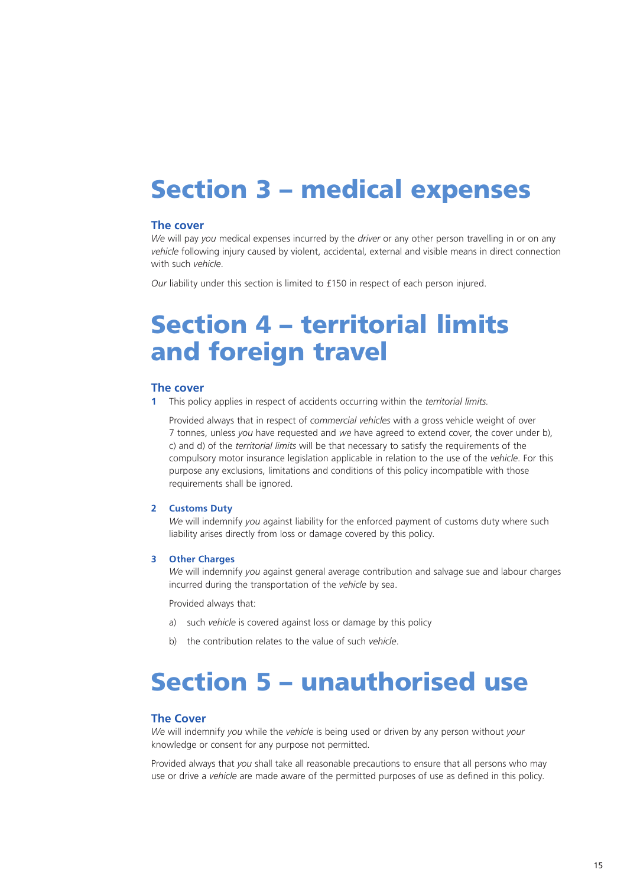# Section 3 – medical expenses

### The cover

*We* will pay *you* medical expenses incurred by the *driver* or any other person travelling in or on any *vehicle* following injury caused by violent, accidental, external and visible means in direct connection with such *vehicle*.

*Our* liability under this section is limited to £150 in respect of each person injured.

# Section 4 – territorial limits and foreign travel

### The cover

**1** This policy applies in respect of accidents occurring within the *territorial limits*.

Provided always that in respect of *commercial vehicles* with a gross vehicle weight of over 7 tonnes, unless *you* have requested and *we* have agreed to extend cover, the cover under b), c) and d) of the *territorial limits* will be that necessary to satisfy the requirements of the compulsory motor insurance legislation applicable in relation to the use of the *vehicle*. For this purpose any exclusions, limitations and conditions of this policy incompatible with those requirements shall be ignored.

**2 Customs Duty**

*We* will indemnify *you* against liability for the enforced payment of customs duty where such liability arises directly from loss or damage covered by this policy.

**3 Other Charges**

*We* will indemnify *you* against general average contribution and salvage sue and labour charges incurred during the transportation of the *vehicle* by sea.

Provided always that:

a) such *vehicle* is covered against loss or damage by this policy

b) the contribution relates to the value of such *vehicle*.

# Section 5 – unauthorised use

### The Cover

*We* will indemnify *you* while the *vehicle* is being used or driven by any person without *your* knowledge or consent for any purpose not permitted.

Provided always that *you* shall take all reasonable precautions to ensure that all persons who may use or drive a *vehicle* are made aware of the permitted purposes of use as defined in this policy.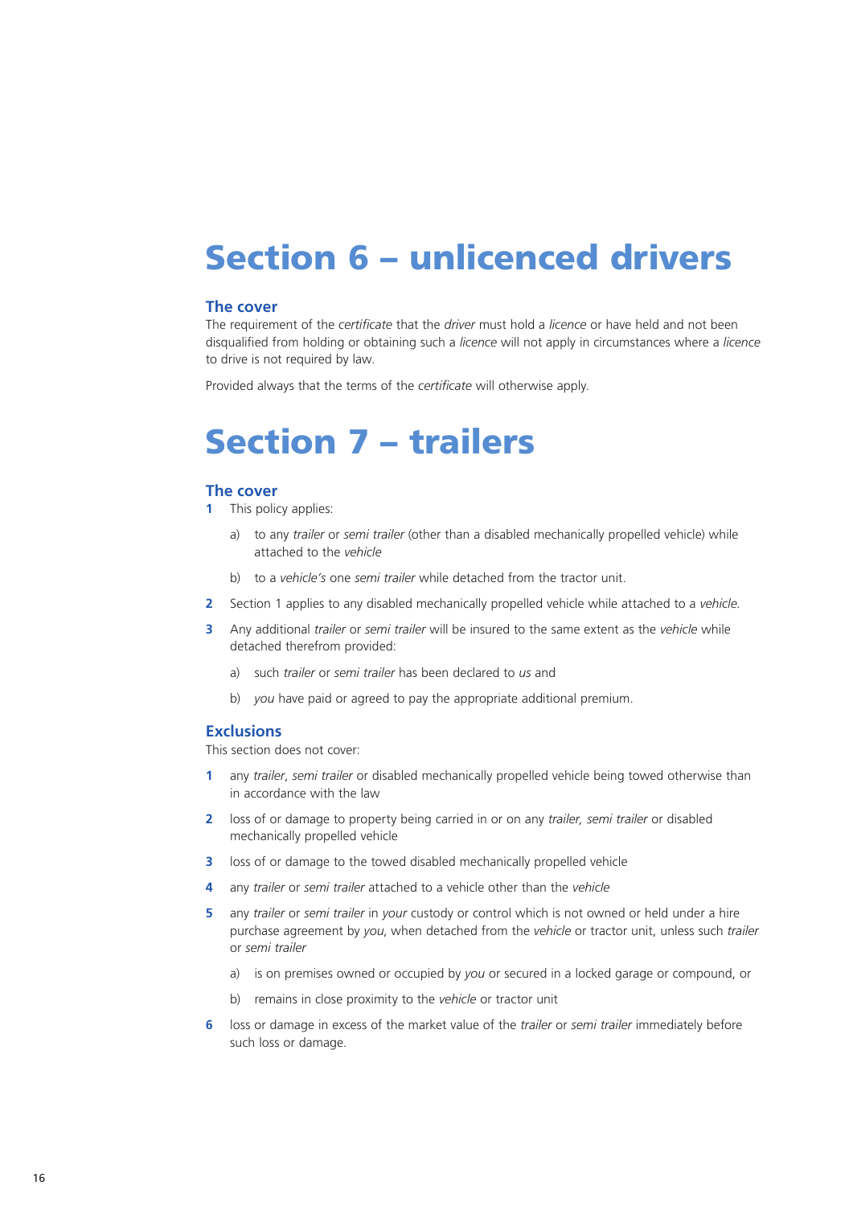# Section 6 – unlicenced drivers

### The cover

The requirement of the *certificate* that the *driver* must hold a *licence* or have held and not been disqualified from holding or obtaining such a *licence* will not apply in circumstances where a *licence* to drive is not required by law.

Provided always that the terms of the *certificate* will otherwise apply.

# Section 7 – trailers

### The cover

1. This policy applies:

   a) to any *trailer* or *semi trailer* (other than a disabled mechanically propelled vehicle) while attached to the *vehicle*

   b) to a *vehicle's* one *semi trailer* while detached from the tractor unit.

2. Section 1 applies to any disabled mechanically propelled vehicle while attached to a *vehicle.*

3. Any additional *trailer* or *semi trailer* will be insured to the same extent as the *vehicle* while detached therefrom provided:

   a) such *trailer* or *semi trailer* has been declared to *us* and

   b) *you* have paid or agreed to pay the appropriate additional premium.

### Exclusions

This section does not cover:

1. any *trailer*, *semi trailer* or disabled mechanically propelled vehicle being towed otherwise than in accordance with the law

2. loss of or damage to property being carried in or on any *trailer, semi trailer* or disabled mechanically propelled vehicle

3. loss of or damage to the towed disabled mechanically propelled vehicle

4. any *trailer* or *semi trailer* attached to a vehicle other than the *vehicle*

5. any *trailer* or *semi trailer* in *your* custody or control which is not owned or held under a hire purchase agreement by *you*, when detached from the *vehicle* or tractor unit, unless such *trailer* or *semi trailer*

   a) is on premises owned or occupied by *you* or secured in a locked garage or compound, or

   b) remains in close proximity to the *vehicle* or tractor unit

6. loss or damage in excess of the market value of the *trailer* or *semi trailer* immediately before such loss or damage.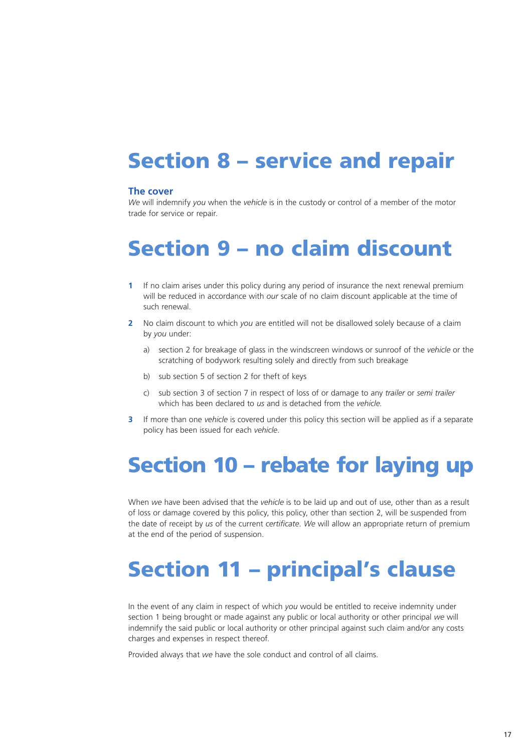# Section 8 – service and repair

### The cover

*We* will indemnify *you* when the *vehicle* is in the custody or control of a member of the motor trade for service or repair.

# Section 9 – no claim discount

**1** If no claim arises under this policy during any period of insurance the next renewal premium will be reduced in accordance with *our* scale of no claim discount applicable at the time of such renewal.

**2** No claim discount to which *you* are entitled will not be disallowed solely because of a claim by *you* under:

   a) section 2 for breakage of glass in the windscreen windows or sunroof of the *vehicle* or the scratching of bodywork resulting solely and directly from such breakage

   b) sub section 5 of section 2 for theft of keys

   c) sub section 3 of section 7 in respect of loss of or damage to any *trailer* or *semi trailer* which has been declared to *us* and is detached from the *vehicle*.

**3** If more than one *vehicle* is covered under this policy this section will be applied as if a separate policy has been issued for each *vehicle*.

# Section 10 – rebate for laying up

When *we* have been advised that the *vehicle* is to be laid up and out of use, other than as a result of loss or damage covered by this policy, this policy, other than section 2, will be suspended from the date of receipt by *us* of the current *certificate*. *We* will allow an appropriate return of premium at the end of the period of suspension.

# Section 11 – principal's clause

In the event of any claim in respect of which *you* would be entitled to receive indemnity under section 1 being brought or made against any public or local authority or other principal *we* will indemnify the said public or local authority or other principal against such claim and/or any costs charges and expenses in respect thereof.

Provided always that *we* have the sole conduct and control of all claims.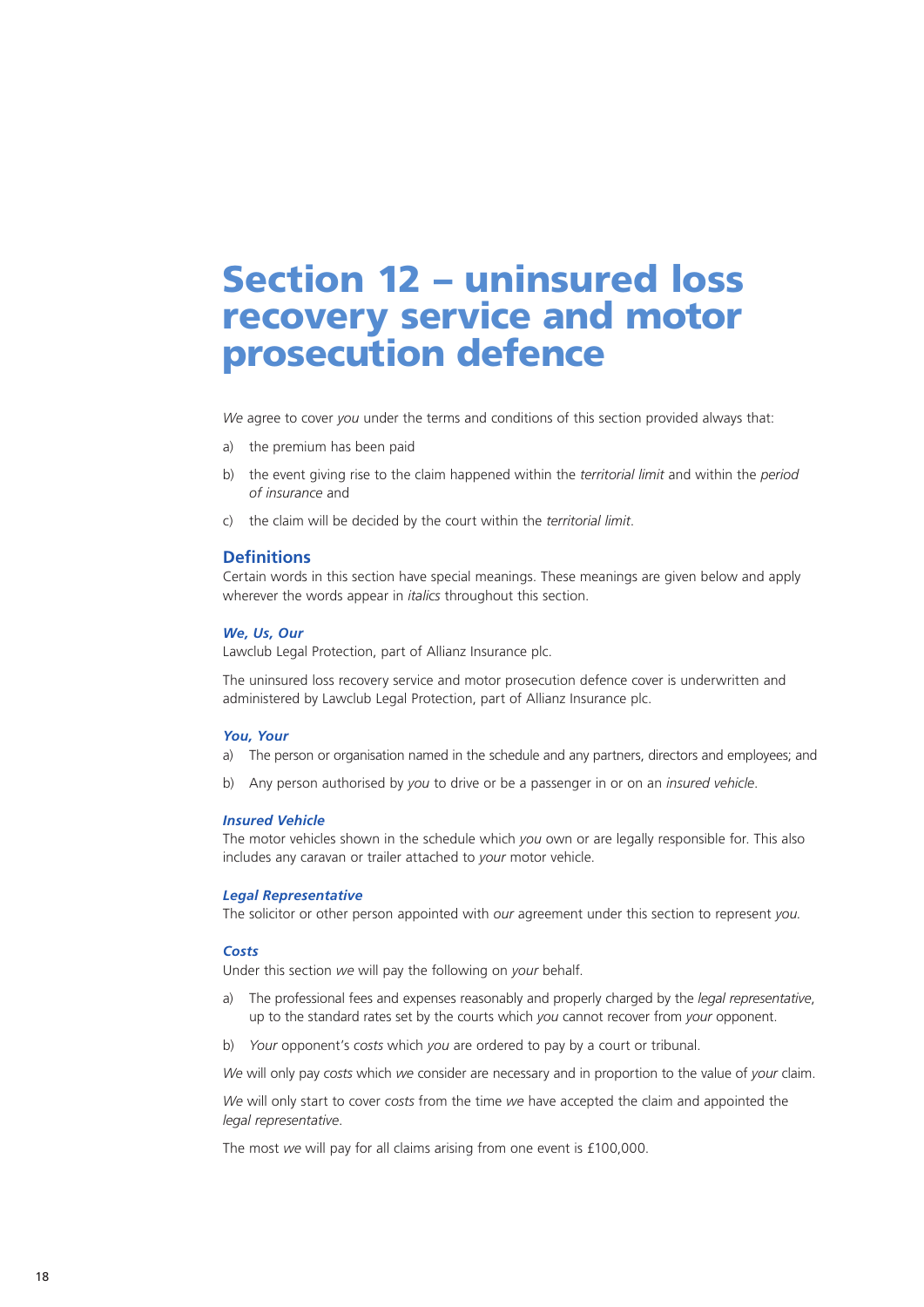# Section 12 – uninsured loss recovery service and motor prosecution defence

*We* agree to cover *you* under the terms and conditions of this section provided always that:

a) the premium has been paid

b) the event giving rise to the claim happened within the *territorial limit* and within the *period of insurance* and

c) the claim will be decided by the court within the *territorial limit*.

## Definitions

Certain words in this section have special meanings. These meanings are given below and apply wherever the words appear in *italics* throughout this section.

### *We, Us, Our*

Lawclub Legal Protection, part of Allianz Insurance plc.

The uninsured loss recovery service and motor prosecution defence cover is underwritten and administered by Lawclub Legal Protection, part of Allianz Insurance plc.

### *You, Your*

a) The person or organisation named in the schedule and any partners, directors and employees; and

b) Any person authorised by *you* to drive or be a passenger in or on an *insured vehicle*.

### *Insured Vehicle*

The motor vehicles shown in the schedule which *you* own or are legally responsible for. This also includes any caravan or trailer attached to *your* motor vehicle.

### *Legal Representative*

The solicitor or other person appointed with *our* agreement under this section to represent *you.*

### *Costs*

Under this section *we* will pay the following on *your* behalf.

a) The professional fees and expenses reasonably and properly charged by the *legal representative*, up to the standard rates set by the courts which *you* cannot recover from *your* opponent.

b) *Your* opponent's *costs* which *you* are ordered to pay by a court or tribunal.

*We* will only pay *costs* which *we* consider are necessary and in proportion to the value of *your* claim.

*We* will only start to cover *costs* from the time *we* have accepted the claim and appointed the *legal representative*.

The most *we* will pay for all claims arising from one event is £100,000.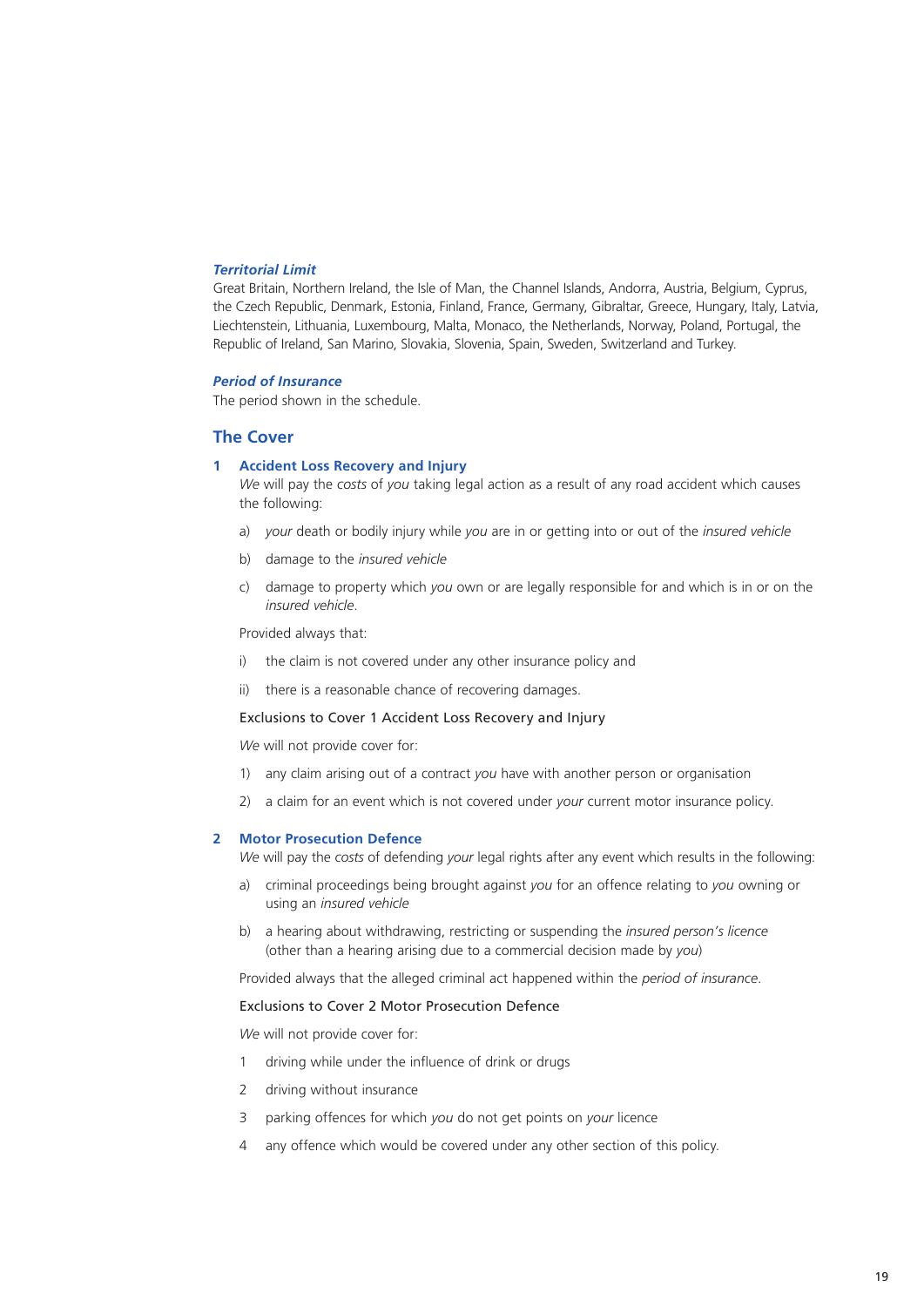***Territorial Limit***

Great Britain, Northern Ireland, the Isle of Man, the Channel Islands, Andorra, Austria, Belgium, Cyprus, the Czech Republic, Denmark, Estonia, Finland, France, Germany, Gibraltar, Greece, Hungary, Italy, Latvia, Liechtenstein, Lithuania, Luxembourg, Malta, Monaco, the Netherlands, Norway, Poland, Portugal, the Republic of Ireland, San Marino, Slovakia, Slovenia, Spain, Sweden, Switzerland and Turkey.

***Period of Insurance***

The period shown in the schedule.

## The Cover

### 1 Accident Loss Recovery and Injury

*We* will pay the *costs* of *you* taking legal action as a result of any road accident which causes the following:

a) *your* death or bodily injury while *you* are in or getting into or out of the *insured vehicle*

b) damage to the *insured vehicle*

c) damage to property which *you* own or are legally responsible for and which is in or on the *insured vehicle*.

Provided always that:

i) the claim is not covered under any other insurance policy and

ii) there is a reasonable chance of recovering damages.

Exclusions to Cover 1 Accident Loss Recovery and Injury

*We* will not provide cover for:

1) any claim arising out of a contract *you* have with another person or organisation

2) a claim for an event which is not covered under *your* current motor insurance policy.

### 2 Motor Prosecution Defence

*We* will pay the *costs* of defending *your* legal rights after any event which results in the following:

a) criminal proceedings being brought against *you* for an offence relating to *you* owning or using an *insured vehicle*

b) a hearing about withdrawing, restricting or suspending the *insured person's licence* (other than a hearing arising due to a commercial decision made by *you*)

Provided always that the alleged criminal act happened within the *period of insurance*.

Exclusions to Cover 2 Motor Prosecution Defence

*We* will not provide cover for:

1 driving while under the influence of drink or drugs

2 driving without insurance

3 parking offences for which *you* do not get points on *your* licence

4 any offence which would be covered under any other section of this policy.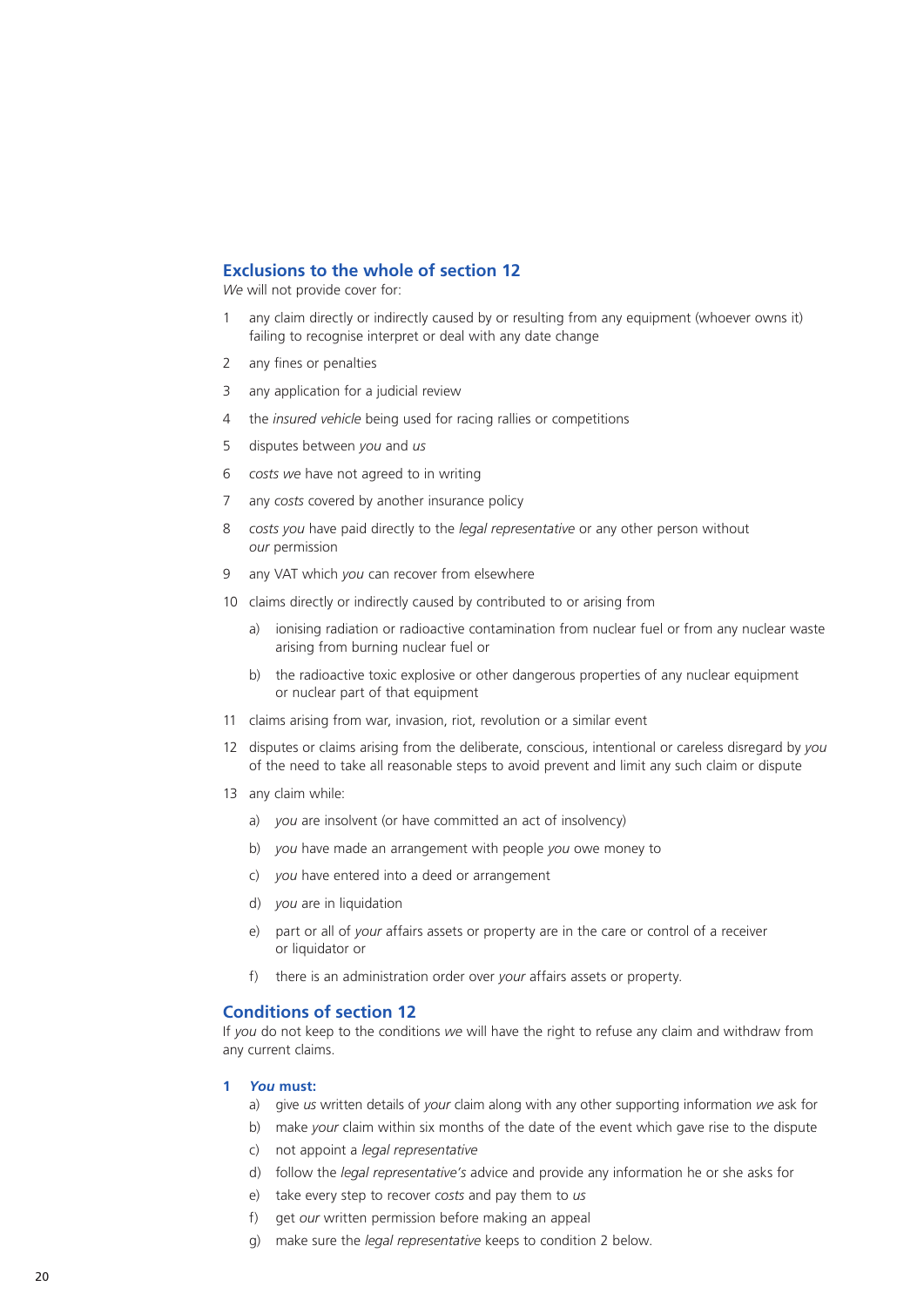## Exclusions to the whole of section 12

*We* will not provide cover for:

1. any claim directly or indirectly caused by or resulting from any equipment (whoever owns it) failing to recognise interpret or deal with any date change
2. any fines or penalties
3. any application for a judicial review
4. the *insured vehicle* being used for racing rallies or competitions
5. disputes between *you* and *us*
6. *costs we* have not agreed to in writing
7. any *costs* covered by another insurance policy
8. *costs you* have paid directly to the *legal representative* or any other person without *our* permission
9. any VAT which *you* can recover from elsewhere
10. claims directly or indirectly caused by contributed to or arising from
    a) ionising radiation or radioactive contamination from nuclear fuel or from any nuclear waste arising from burning nuclear fuel or
    b) the radioactive toxic explosive or other dangerous properties of any nuclear equipment or nuclear part of that equipment
11. claims arising from war, invasion, riot, revolution or a similar event
12. disputes or claims arising from the deliberate, conscious, intentional or careless disregard by *you* of the need to take all reasonable steps to avoid prevent and limit any such claim or dispute
13. any claim while:
    a) *you* are insolvent (or have committed an act of insolvency)
    b) *you* have made an arrangement with people *you* owe money to
    c) *you* have entered into a deed or arrangement
    d) *you* are in liquidation
    e) part or all of *your* affairs assets or property are in the care or control of a receiver or liquidator or
    f) there is an administration order over *your* affairs assets or property.

## Conditions of section 12

If *you* do not keep to the conditions *we* will have the right to refuse any claim and withdraw from any current claims.

**1 *You* must:**

a) give *us* written details of *your* claim along with any other supporting information *we* ask for
b) make *your* claim within six months of the date of the event which gave rise to the dispute
c) not appoint a *legal representative*
d) follow the *legal representative's* advice and provide any information he or she asks for
e) take every step to recover *costs* and pay them to *us*
f) get *our* written permission before making an appeal
g) make sure the *legal representative* keeps to condition 2 below.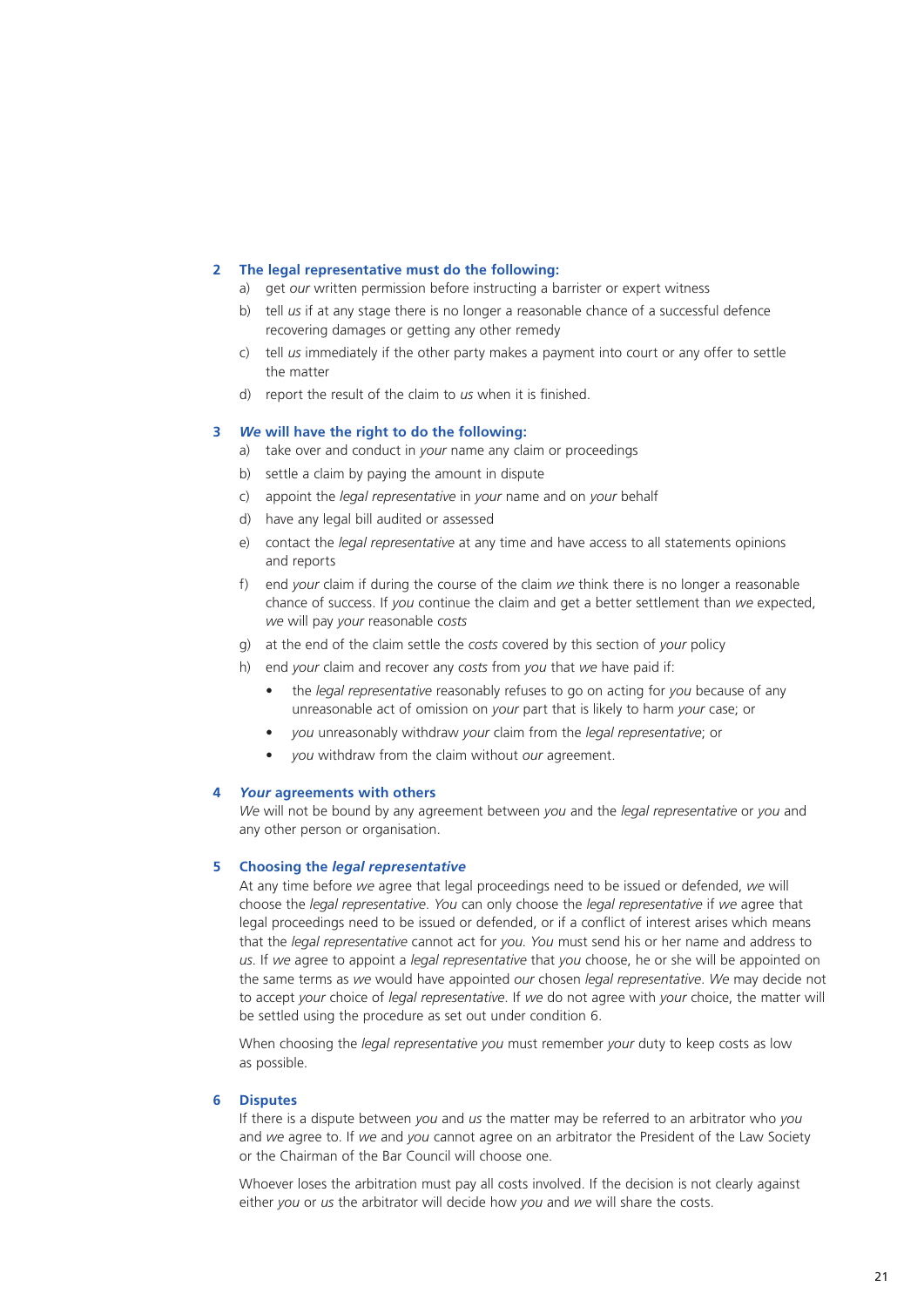## 2 The legal representative must do the following:

a) get *our* written permission before instructing a barrister or expert witness

b) tell *us* if at any stage there is no longer a reasonable chance of a successful defence recovering damages or getting any other remedy

c) tell *us* immediately if the other party makes a payment into court or any offer to settle the matter

d) report the result of the claim to *us* when it is finished.

## 3 *We* will have the right to do the following:

a) take over and conduct in *your* name any claim or proceedings

b) settle a claim by paying the amount in dispute

c) appoint the *legal representative* in *your* name and on *your* behalf

d) have any legal bill audited or assessed

e) contact the *legal representative* at any time and have access to all statements opinions and reports

f) end *your* claim if during the course of the claim *we* think there is no longer a reasonable chance of success. If *you* continue the claim and get a better settlement than *we* expected, *we* will pay *your* reasonable *costs*

g) at the end of the claim settle the *costs* covered by this section of *your* policy

h) end *your* claim and recover any *costs* from *you* that *we* have paid if:

- the *legal representative* reasonably refuses to go on acting for *you* because of any unreasonable act of omission on *your* part that is likely to harm *your* case; or
- *you* unreasonably withdraw *your* claim from the *legal representative*; or
- *you* withdraw from the claim without *our* agreement.

## 4 *Your* agreements with others

*We* will not be bound by any agreement between *you* and the *legal representative* or *you* and any other person or organisation.

## 5 Choosing the *legal representative*

At any time before *we* agree that legal proceedings need to be issued or defended, *we* will choose the *legal representative*. *You* can only choose the *legal representative* if *we* agree that legal proceedings need to be issued or defended, or if a conflict of interest arises which means that the *legal representative* cannot act for *you*. *You* must send his or her name and address to *us*. If *we* agree to appoint a *legal representative* that *you* choose, he or she will be appointed on the same terms as *we* would have appointed *our* chosen *legal representative*. *We* may decide not to accept *your* choice of *legal representative*. If *we* do not agree with *your* choice, the matter will be settled using the procedure as set out under condition 6.

When choosing the *legal representative you* must remember *your* duty to keep costs as low as possible.

## 6 Disputes

If there is a dispute between *you* and *us* the matter may be referred to an arbitrator who *you* and *we* agree to. If *we* and *you* cannot agree on an arbitrator the President of the Law Society or the Chairman of the Bar Council will choose one.

Whoever loses the arbitration must pay all costs involved. If the decision is not clearly against either *you* or *us* the arbitrator will decide how *you* and *we* will share the costs.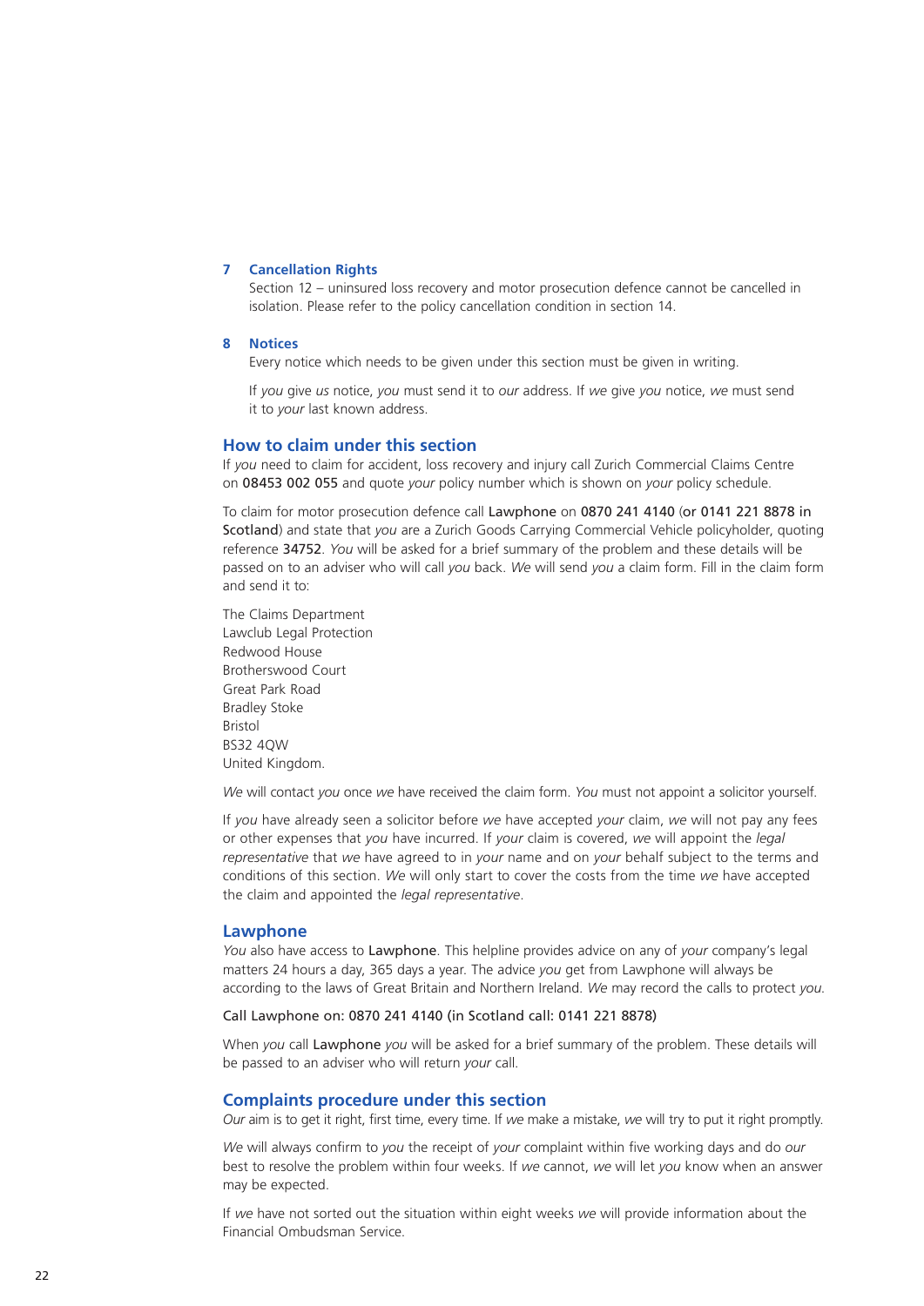### 7 Cancellation Rights

Section 12 – uninsured loss recovery and motor prosecution defence cannot be cancelled in isolation. Please refer to the policy cancellation condition in section 14.

### 8 Notices

Every notice which needs to be given under this section must be given in writing.

If *you* give *us* notice, *you* must send it to *our* address. If *we* give *you* notice, *we* must send it to *your* last known address.

## How to claim under this section

If *you* need to claim for accident, loss recovery and injury call Zurich Commercial Claims Centre on 08453 002 055 and quote *your* policy number which is shown on *your* policy schedule.

To claim for motor prosecution defence call Lawphone on 0870 241 4140 (or 0141 221 8878 in Scotland) and state that *you* are a Zurich Goods Carrying Commercial Vehicle policyholder, quoting reference 34752. *You* will be asked for a brief summary of the problem and these details will be passed on to an adviser who will call *you* back. *We* will send *you* a claim form. Fill in the claim form and send it to:

The Claims Department
Lawclub Legal Protection
Redwood House
Brotherswood Court
Great Park Road
Bradley Stoke
Bristol
BS32 4QW
United Kingdom.

*We* will contact *you* once *we* have received the claim form. *You* must not appoint a solicitor yourself.

If *you* have already seen a solicitor before *we* have accepted *your* claim, *we* will not pay any fees or other expenses that *you* have incurred. If *your* claim is covered, *we* will appoint the *legal representative* that *we* have agreed to in *your* name and on *your* behalf subject to the terms and conditions of this section. *We* will only start to cover the costs from the time *we* have accepted the claim and appointed the *legal representative*.

## Lawphone

*You* also have access to Lawphone. This helpline provides advice on any of *your* company's legal matters 24 hours a day, 365 days a year. The advice *you* get from Lawphone will always be according to the laws of Great Britain and Northern Ireland. *We* may record the calls to protect *you*.

Call Lawphone on: 0870 241 4140 (in Scotland call: 0141 221 8878)

When *you* call Lawphone *you* will be asked for a brief summary of the problem. These details will be passed to an adviser who will return *your* call.

## Complaints procedure under this section

*Our* aim is to get it right, first time, every time. If *we* make a mistake, *we* will try to put it right promptly.

*We* will always confirm to *you* the receipt of *your* complaint within five working days and do *our* best to resolve the problem within four weeks. If *we* cannot, *we* will let *you* know when an answer may be expected.

If *we* have not sorted out the situation within eight weeks *we* will provide information about the Financial Ombudsman Service.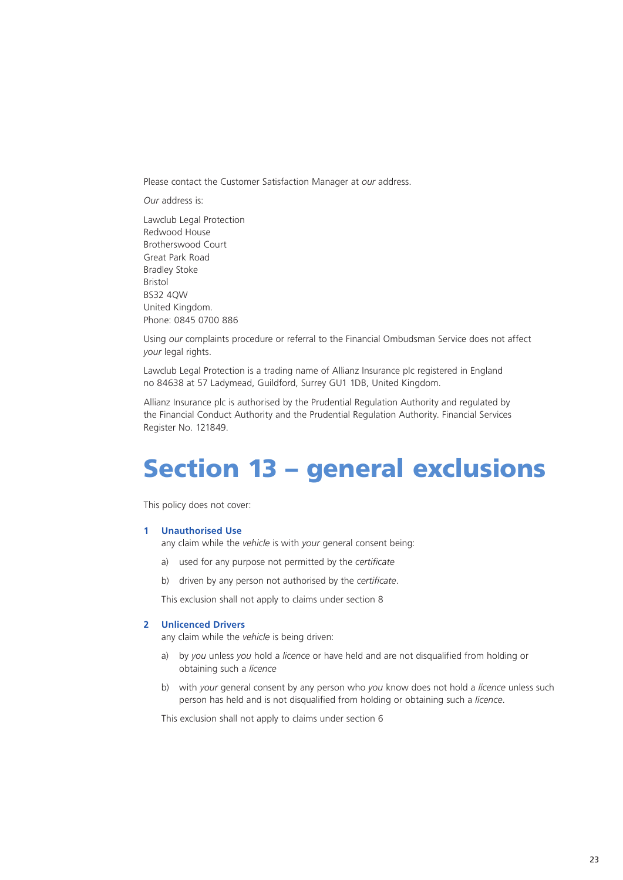Please contact the Customer Satisfaction Manager at *our* address.

*Our* address is:

Lawclub Legal Protection
Redwood House
Brotherswood Court
Great Park Road
Bradley Stoke
Bristol
BS32 4QW
United Kingdom.
Phone: 0845 0700 886

Using *our* complaints procedure or referral to the Financial Ombudsman Service does not affect *your* legal rights.

Lawclub Legal Protection is a trading name of Allianz Insurance plc registered in England no 84638 at 57 Ladymead, Guildford, Surrey GU1 1DB, United Kingdom.

Allianz Insurance plc is authorised by the Prudential Regulation Authority and regulated by the Financial Conduct Authority and the Prudential Regulation Authority. Financial Services Register No. 121849.

# Section 13 – general exclusions

This policy does not cover:

### 1 Unauthorised Use

any claim while the *vehicle* is with *your* general consent being:

a) used for any purpose not permitted by the *certificate*

b) driven by any person not authorised by the *certificate*.

This exclusion shall not apply to claims under section 8

### 2 Unlicenced Drivers

any claim while the *vehicle* is being driven:

a) by *you* unless *you* hold a *licence* or have held and are not disqualified from holding or obtaining such a *licence*

b) with *your* general consent by any person who *you* know does not hold a *licence* unless such person has held and is not disqualified from holding or obtaining such a *licence*.

This exclusion shall not apply to claims under section 6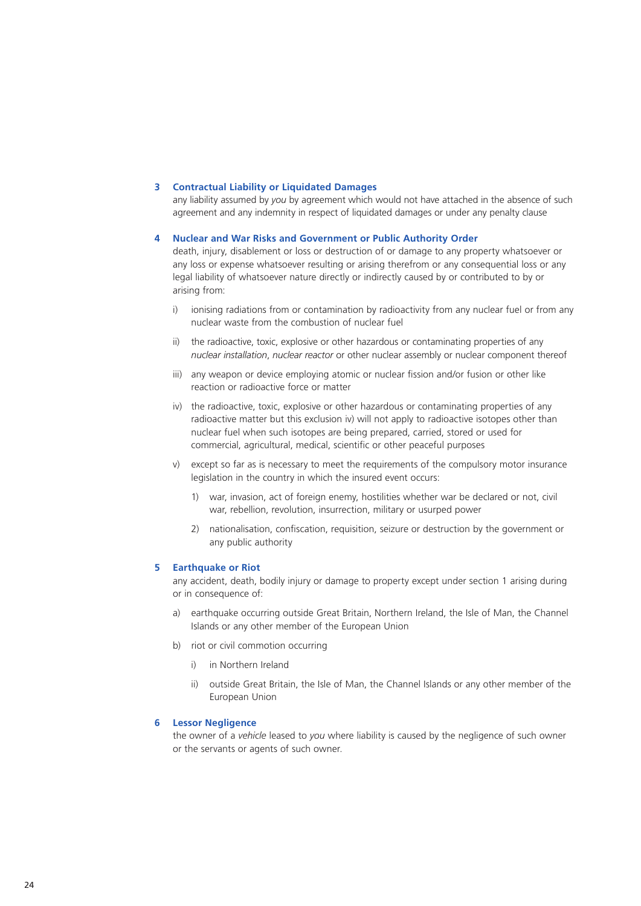### 3 Contractual Liability or Liquidated Damages

any liability assumed by *you* by agreement which would not have attached in the absence of such agreement and any indemnity in respect of liquidated damages or under any penalty clause

### 4 Nuclear and War Risks and Government or Public Authority Order

death, injury, disablement or loss or destruction of or damage to any property whatsoever or any loss or expense whatsoever resulting or arising therefrom or any consequential loss or any legal liability of whatsoever nature directly or indirectly caused by or contributed to by or arising from:

i) ionising radiations from or contamination by radioactivity from any nuclear fuel or from any nuclear waste from the combustion of nuclear fuel

ii) the radioactive, toxic, explosive or other hazardous or contaminating properties of any *nuclear installation*, *nuclear reactor* or other nuclear assembly or nuclear component thereof

iii) any weapon or device employing atomic or nuclear fission and/or fusion or other like reaction or radioactive force or matter

iv) the radioactive, toxic, explosive or other hazardous or contaminating properties of any radioactive matter but this exclusion iv) will not apply to radioactive isotopes other than nuclear fuel when such isotopes are being prepared, carried, stored or used for commercial, agricultural, medical, scientific or other peaceful purposes

v) except so far as is necessary to meet the requirements of the compulsory motor insurance legislation in the country in which the insured event occurs:

   1) war, invasion, act of foreign enemy, hostilities whether war be declared or not, civil war, rebellion, revolution, insurrection, military or usurped power

   2) nationalisation, confiscation, requisition, seizure or destruction by the government or any public authority

### 5 Earthquake or Riot

any accident, death, bodily injury or damage to property except under section 1 arising during or in consequence of:

a) earthquake occurring outside Great Britain, Northern Ireland, the Isle of Man, the Channel Islands or any other member of the European Union

b) riot or civil commotion occurring

   i) in Northern Ireland

   ii) outside Great Britain, the Isle of Man, the Channel Islands or any other member of the European Union

### 6 Lessor Negligence

the owner of a *vehicle* leased to *you* where liability is caused by the negligence of such owner or the servants or agents of such owner.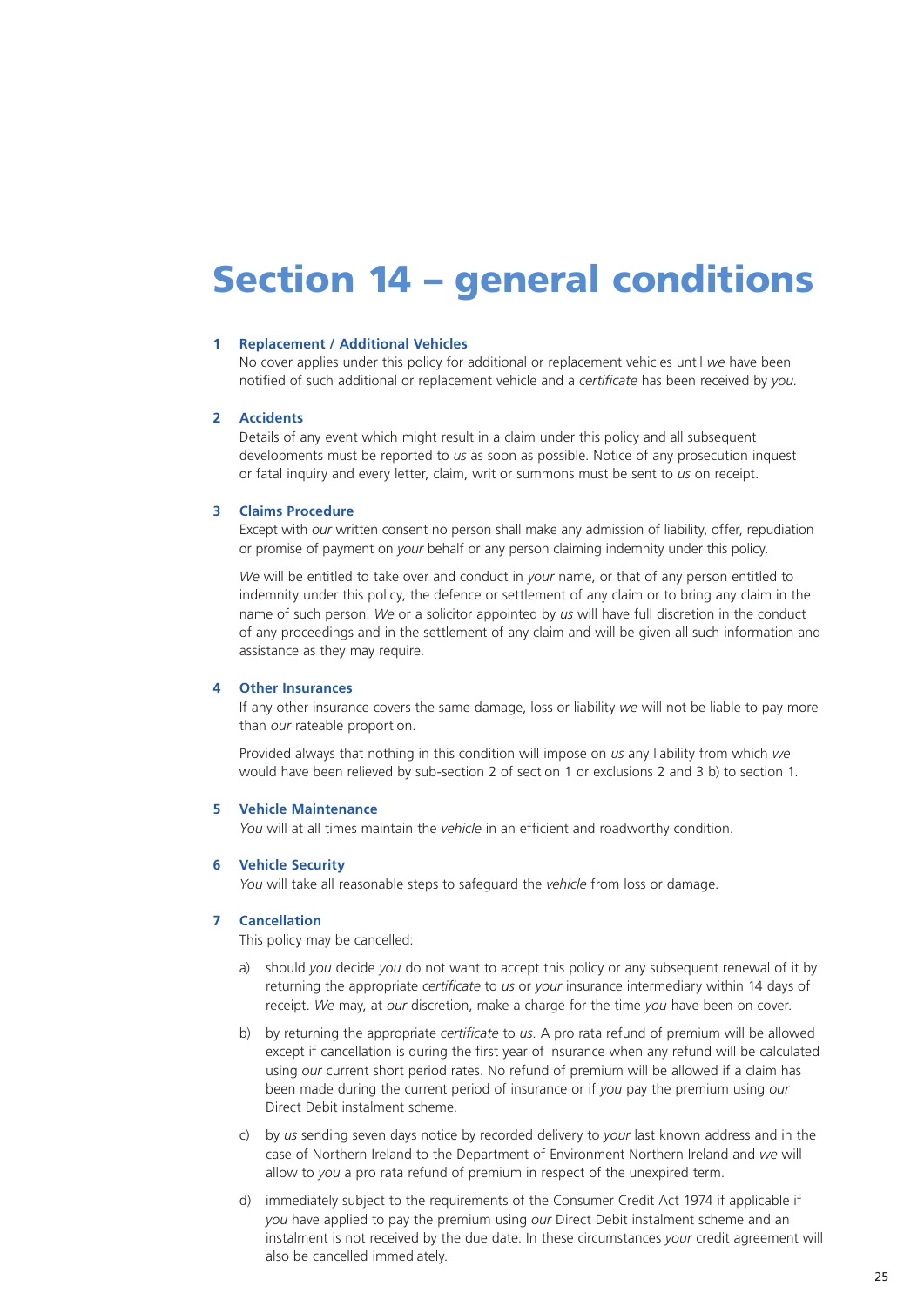# Section 14 – general conditions

**1 Replacement / Additional Vehicles**

No cover applies under this policy for additional or replacement vehicles until *we* have been notified of such additional or replacement vehicle and a *certificate* has been received by *you*.

**2 Accidents**

Details of any event which might result in a claim under this policy and all subsequent developments must be reported to *us* as soon as possible. Notice of any prosecution inquest or fatal inquiry and every letter, claim, writ or summons must be sent to *us* on receipt.

**3 Claims Procedure**

Except with *our* written consent no person shall make any admission of liability, offer, repudiation or promise of payment on *your* behalf or any person claiming indemnity under this policy.

*We* will be entitled to take over and conduct in *your* name, or that of any person entitled to indemnity under this policy, the defence or settlement of any claim or to bring any claim in the name of such person. *We* or a solicitor appointed by *us* will have full discretion in the conduct of any proceedings and in the settlement of any claim and will be given all such information and assistance as they may require.

**4 Other Insurances**

If any other insurance covers the same damage, loss or liability *we* will not be liable to pay more than *our* rateable proportion.

Provided always that nothing in this condition will impose on *us* any liability from which *we* would have been relieved by sub-section 2 of section 1 or exclusions 2 and 3 b) to section 1.

**5 Vehicle Maintenance**

*You* will at all times maintain the *vehicle* in an efficient and roadworthy condition.

**6 Vehicle Security**

*You* will take all reasonable steps to safeguard the *vehicle* from loss or damage.

**7 Cancellation**

This policy may be cancelled:

a) should *you* decide *you* do not want to accept this policy or any subsequent renewal of it by returning the appropriate *certificate* to *us* or *your* insurance intermediary within 14 days of receipt. *We* may, at *our* discretion, make a charge for the time *you* have been on cover.

b) by returning the appropriate *certificate* to *us*. A pro rata refund of premium will be allowed except if cancellation is during the first year of insurance when any refund will be calculated using *our* current short period rates. No refund of premium will be allowed if a claim has been made during the current period of insurance or if *you* pay the premium using *our* Direct Debit instalment scheme.

c) by *us* sending seven days notice by recorded delivery to *your* last known address and in the case of Northern Ireland to the Department of Environment Northern Ireland and *we* will allow to *you* a pro rata refund of premium in respect of the unexpired term.

d) immediately subject to the requirements of the Consumer Credit Act 1974 if applicable if *you* have applied to pay the premium using *our* Direct Debit instalment scheme and an instalment is not received by the due date. In these circumstances *your* credit agreement will also be cancelled immediately.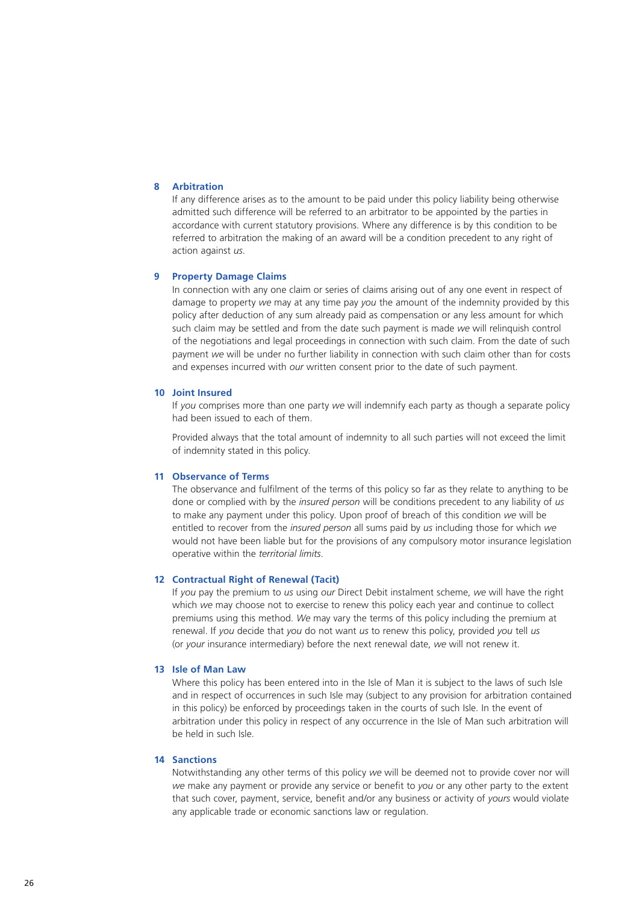### 8 Arbitration

If any difference arises as to the amount to be paid under this policy liability being otherwise admitted such difference will be referred to an arbitrator to be appointed by the parties in accordance with current statutory provisions. Where any difference is by this condition to be referred to arbitration the making of an award will be a condition precedent to any right of action against *us*.

### 9 Property Damage Claims

In connection with any one claim or series of claims arising out of any one event in respect of damage to property *we* may at any time pay *you* the amount of the indemnity provided by this policy after deduction of any sum already paid as compensation or any less amount for which such claim may be settled and from the date such payment is made *we* will relinquish control of the negotiations and legal proceedings in connection with such claim. From the date of such payment *we* will be under no further liability in connection with such claim other than for costs and expenses incurred with *our* written consent prior to the date of such payment.

### 10 Joint Insured

If *you* comprises more than one party *we* will indemnify each party as though a separate policy had been issued to each of them.

Provided always that the total amount of indemnity to all such parties will not exceed the limit of indemnity stated in this policy.

### 11 Observance of Terms

The observance and fulfilment of the terms of this policy so far as they relate to anything to be done or complied with by the *insured person* will be conditions precedent to any liability of *us* to make any payment under this policy. Upon proof of breach of this condition *we* will be entitled to recover from the *insured person* all sums paid by *us* including those for which *we* would not have been liable but for the provisions of any compulsory motor insurance legislation operative within the *territorial limits*.

### 12 Contractual Right of Renewal (Tacit)

If *you* pay the premium to *us* using *our* Direct Debit instalment scheme, *we* will have the right which *we* may choose not to exercise to renew this policy each year and continue to collect premiums using this method. *We* may vary the terms of this policy including the premium at renewal. If *you* decide that *you* do not want *us* to renew this policy, provided *you* tell *us* (or *your* insurance intermediary) before the next renewal date, *we* will not renew it.

### 13 Isle of Man Law

Where this policy has been entered into in the Isle of Man it is subject to the laws of such Isle and in respect of occurrences in such Isle may (subject to any provision for arbitration contained in this policy) be enforced by proceedings taken in the courts of such Isle. In the event of arbitration under this policy in respect of any occurrence in the Isle of Man such arbitration will be held in such Isle.

### 14 Sanctions

Notwithstanding any other terms of this policy *we* will be deemed not to provide cover nor will *we* make any payment or provide any service or benefit to *you* or any other party to the extent that such cover, payment, service, benefit and/or any business or activity of *yours* would violate any applicable trade or economic sanctions law or regulation.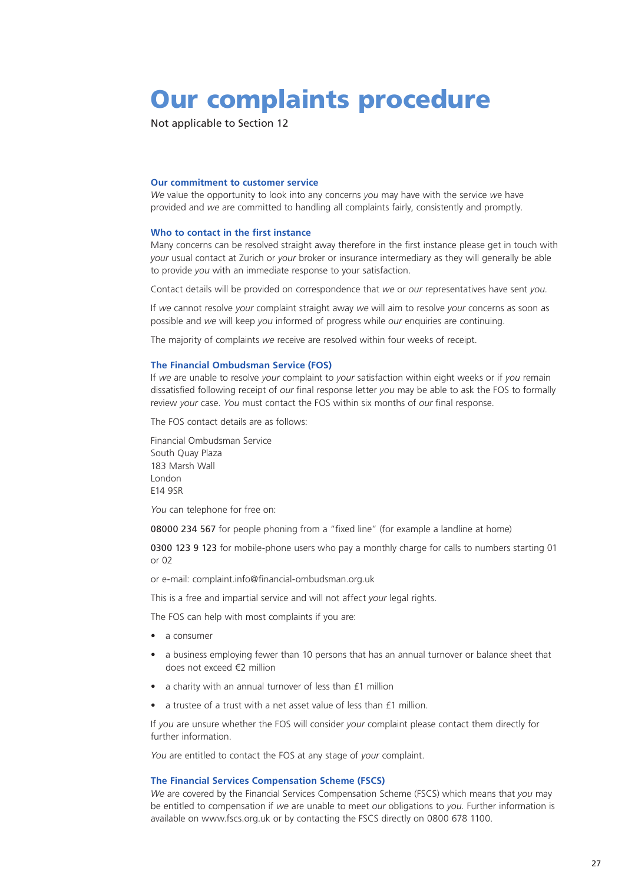# Our complaints procedure

Not applicable to Section 12

### Our commitment to customer service

*We* value the opportunity to look into any concerns *you* may have with the service *we* have provided and *we* are committed to handling all complaints fairly, consistently and promptly.

### Who to contact in the first instance

Many concerns can be resolved straight away therefore in the first instance please get in touch with *your* usual contact at Zurich or *your* broker or insurance intermediary as they will generally be able to provide *you* with an immediate response to your satisfaction.

Contact details will be provided on correspondence that *we* or *our* representatives have sent *you.*

If *we* cannot resolve *your* complaint straight away *we* will aim to resolve *your* concerns as soon as possible and *we* will keep *you* informed of progress while *our* enquiries are continuing.

The majority of complaints *we* receive are resolved within four weeks of receipt.

### The Financial Ombudsman Service (FOS)

If *we* are unable to resolve *your* complaint to *your* satisfaction within eight weeks or if *you* remain dissatisfied following receipt of *our* final response letter *you* may be able to ask the FOS to formally review *your* case. *You* must contact the FOS within six months of *our* final response.

The FOS contact details are as follows:

Financial Ombudsman Service
South Quay Plaza
183 Marsh Wall
London
E14 9SR

*You* can telephone for free on:

08000 234 567 for people phoning from a "fixed line" (for example a landline at home)

0300 123 9 123 for mobile-phone users who pay a monthly charge for calls to numbers starting 01 or 02

or e-mail: complaint.info@financial-ombudsman.org.uk

This is a free and impartial service and will not affect *your* legal rights.

The FOS can help with most complaints if you are:

- a consumer
- a business employing fewer than 10 persons that has an annual turnover or balance sheet that does not exceed €2 million
- a charity with an annual turnover of less than £1 million
- a trustee of a trust with a net asset value of less than £1 million.

If *you* are unsure whether the FOS will consider *your* complaint please contact them directly for further information.

*You* are entitled to contact the FOS at any stage of *your* complaint.

### The Financial Services Compensation Scheme (FSCS)

*We* are covered by the Financial Services Compensation Scheme (FSCS) which means that *you* may be entitled to compensation if *we* are unable to meet *our* obligations to *you.* Further information is available on www.fscs.org.uk or by contacting the FSCS directly on 0800 678 1100.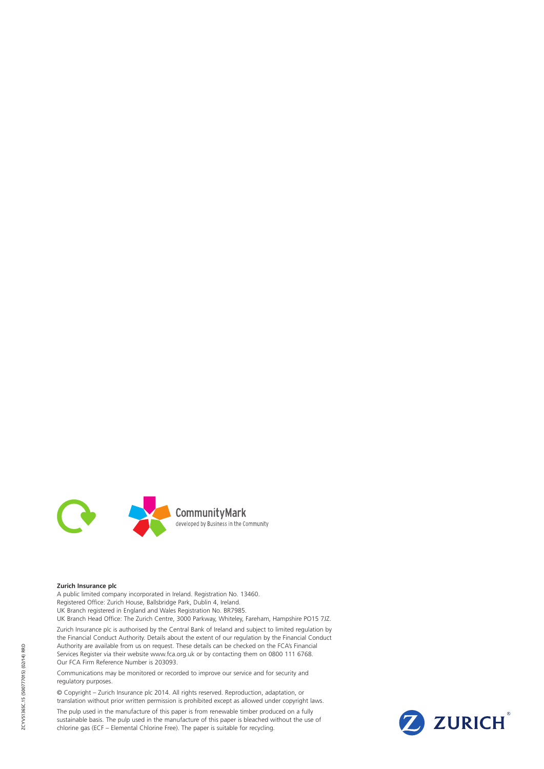CommunityMark
developed by Business in the Community

**Zurich Insurance plc**
A public limited company incorporated in Ireland. Registration No. 13460.
Registered Office: Zurich House, Ballsbridge Park, Dublin 4, Ireland.
UK Branch registered in England and Wales Registration No. BR7985.
UK Branch Head Office: The Zurich Centre, 3000 Parkway, Whiteley, Fareham, Hampshire PO15 7JZ.

Zurich Insurance plc is authorised by the Central Bank of Ireland and subject to limited regulation by the Financial Conduct Authority. Details about the extent of our regulation by the Financial Conduct Authority are available from us on request. These details can be checked on the FCA's Financial Services Register via their website www.fca.org.uk or by contacting them on 0800 111 6768. Our FCA Firm Reference Number is 203093.

Communications may be monitored or recorded to improve our service and for security and regulatory purposes.

© Copyright – Zurich Insurance plc 2014. All rights reserved. Reproduction, adaptation, or translation without prior written permission is prohibited except as allowed under copyright laws.

The pulp used in the manufacture of this paper is from renewable timber produced on a fully sustainable basis. The pulp used in the manufacture of this paper is bleached without the use of chlorine gas (ECF – Elemental Chlorine Free). The paper is suitable for recycling.

ZCYVS136SC.15 (500777015) (02/14) RRD

ZURICH®